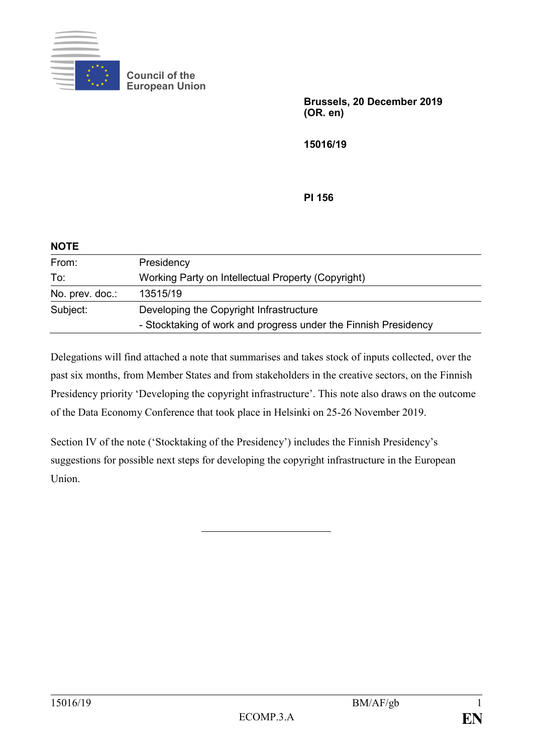Council of the European Union

**Brussels, 20 December 2019 (OR. en)**

**15016/19**

**PI 156**

**NOTE**

| | |
|---|---|
| From: | Presidency |
| To: | Working Party on Intellectual Property (Copyright) |
| No. prev. doc.: | 13515/19 |
| Subject: | Developing the Copyright Infrastructure<br>- Stocktaking of work and progress under the Finnish Presidency |

Delegations will find attached a note that summarises and takes stock of inputs collected, over the past six months, from Member States and from stakeholders in the creative sectors, on the Finnish Presidency priority 'Developing the copyright infrastructure'. This note also draws on the outcome of the Data Economy Conference that took place in Helsinki on 25-26 November 2019.

Section IV of the note ('Stocktaking of the Presidency') includes the Finnish Presidency's suggestions for possible next steps for developing the copyright infrastructure in the European Union.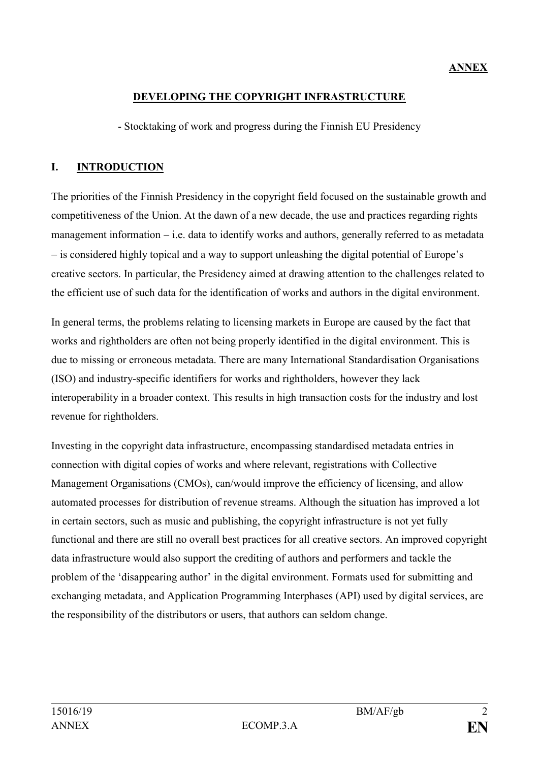**ANNEX**

## DEVELOPING THE COPYRIGHT INFRASTRUCTURE

- Stocktaking of work and progress during the Finnish EU Presidency

## I. INTRODUCTION

The priorities of the Finnish Presidency in the copyright field focused on the sustainable growth and competitiveness of the Union. At the dawn of a new decade, the use and practices regarding rights management information – i.e. data to identify works and authors, generally referred to as metadata – is considered highly topical and a way to support unleashing the digital potential of Europe's creative sectors. In particular, the Presidency aimed at drawing attention to the challenges related to the efficient use of such data for the identification of works and authors in the digital environment.

In general terms, the problems relating to licensing markets in Europe are caused by the fact that works and rightholders are often not being properly identified in the digital environment. This is due to missing or erroneous metadata. There are many International Standardisation Organisations (ISO) and industry-specific identifiers for works and rightholders, however they lack interoperability in a broader context. This results in high transaction costs for the industry and lost revenue for rightholders.

Investing in the copyright data infrastructure, encompassing standardised metadata entries in connection with digital copies of works and where relevant, registrations with Collective Management Organisations (CMOs), can/would improve the efficiency of licensing, and allow automated processes for distribution of revenue streams. Although the situation has improved a lot in certain sectors, such as music and publishing, the copyright infrastructure is not yet fully functional and there are still no overall best practices for all creative sectors. An improved copyright data infrastructure would also support the crediting of authors and performers and tackle the problem of the 'disappearing author' in the digital environment. Formats used for submitting and exchanging metadata, and Application Programming Interphases (API) used by digital services, are the responsibility of the distributors or users, that authors can seldom change.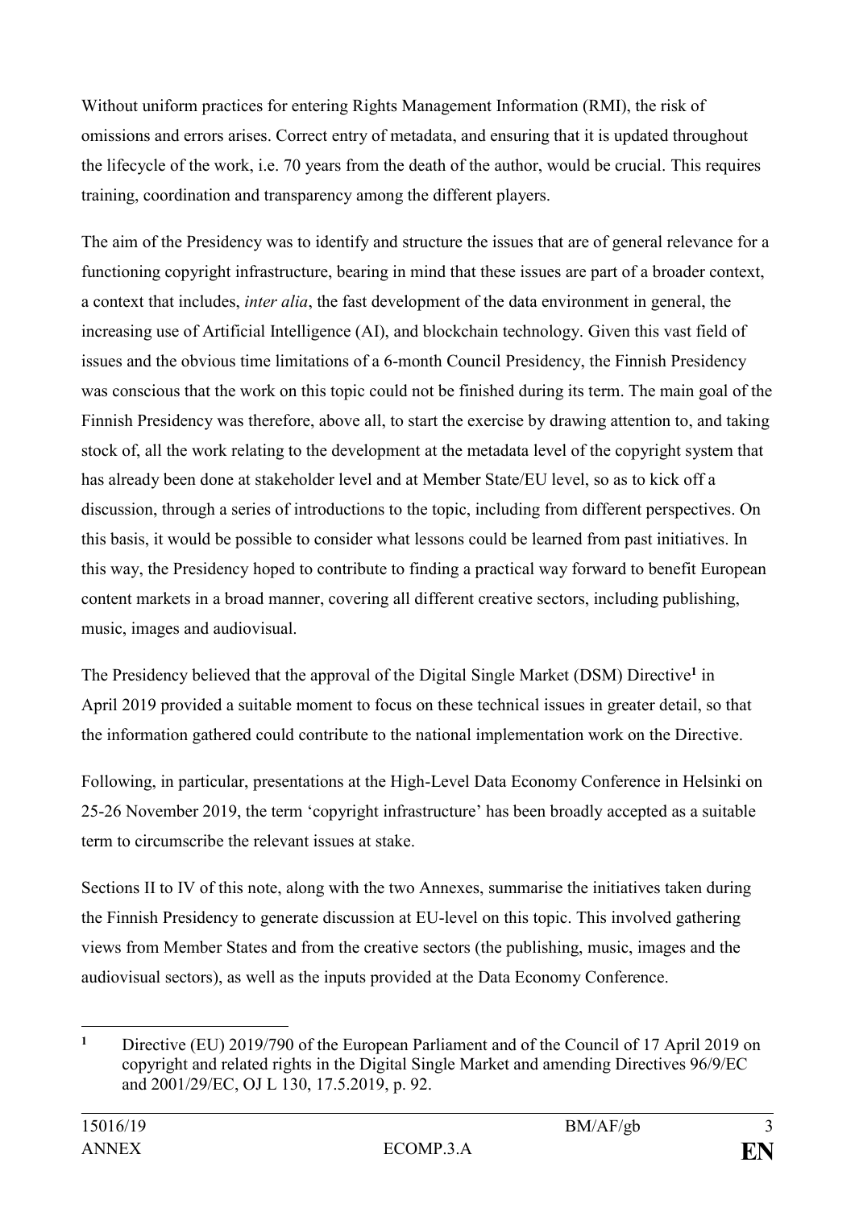Without uniform practices for entering Rights Management Information (RMI), the risk of omissions and errors arises. Correct entry of metadata, and ensuring that it is updated throughout the lifecycle of the work, i.e. 70 years from the death of the author, would be crucial. This requires training, coordination and transparency among the different players.

The aim of the Presidency was to identify and structure the issues that are of general relevance for a functioning copyright infrastructure, bearing in mind that these issues are part of a broader context, a context that includes, *inter alia*, the fast development of the data environment in general, the increasing use of Artificial Intelligence (AI), and blockchain technology. Given this vast field of issues and the obvious time limitations of a 6-month Council Presidency, the Finnish Presidency was conscious that the work on this topic could not be finished during its term. The main goal of the Finnish Presidency was therefore, above all, to start the exercise by drawing attention to, and taking stock of, all the work relating to the development at the metadata level of the copyright system that has already been done at stakeholder level and at Member State/EU level, so as to kick off a discussion, through a series of introductions to the topic, including from different perspectives. On this basis, it would be possible to consider what lessons could be learned from past initiatives. In this way, the Presidency hoped to contribute to finding a practical way forward to benefit European content markets in a broad manner, covering all different creative sectors, including publishing, music, images and audiovisual.

The Presidency believed that the approval of the Digital Single Market (DSM) Directive[1] in April 2019 provided a suitable moment to focus on these technical issues in greater detail, so that the information gathered could contribute to the national implementation work on the Directive.

Following, in particular, presentations at the High-Level Data Economy Conference in Helsinki on 25-26 November 2019, the term 'copyright infrastructure' has been broadly accepted as a suitable term to circumscribe the relevant issues at stake.

Sections II to IV of this note, along with the two Annexes, summarise the initiatives taken during the Finnish Presidency to generate discussion at EU-level on this topic. This involved gathering views from Member States and from the creative sectors (the publishing, music, images and the audiovisual sectors), as well as the inputs provided at the Data Economy Conference.

---

[1] Directive (EU) 2019/790 of the European Parliament and of the Council of 17 April 2019 on copyright and related rights in the Digital Single Market and amending Directives 96/9/EC and 2001/29/EC, OJ L 130, 17.5.2019, p. 92.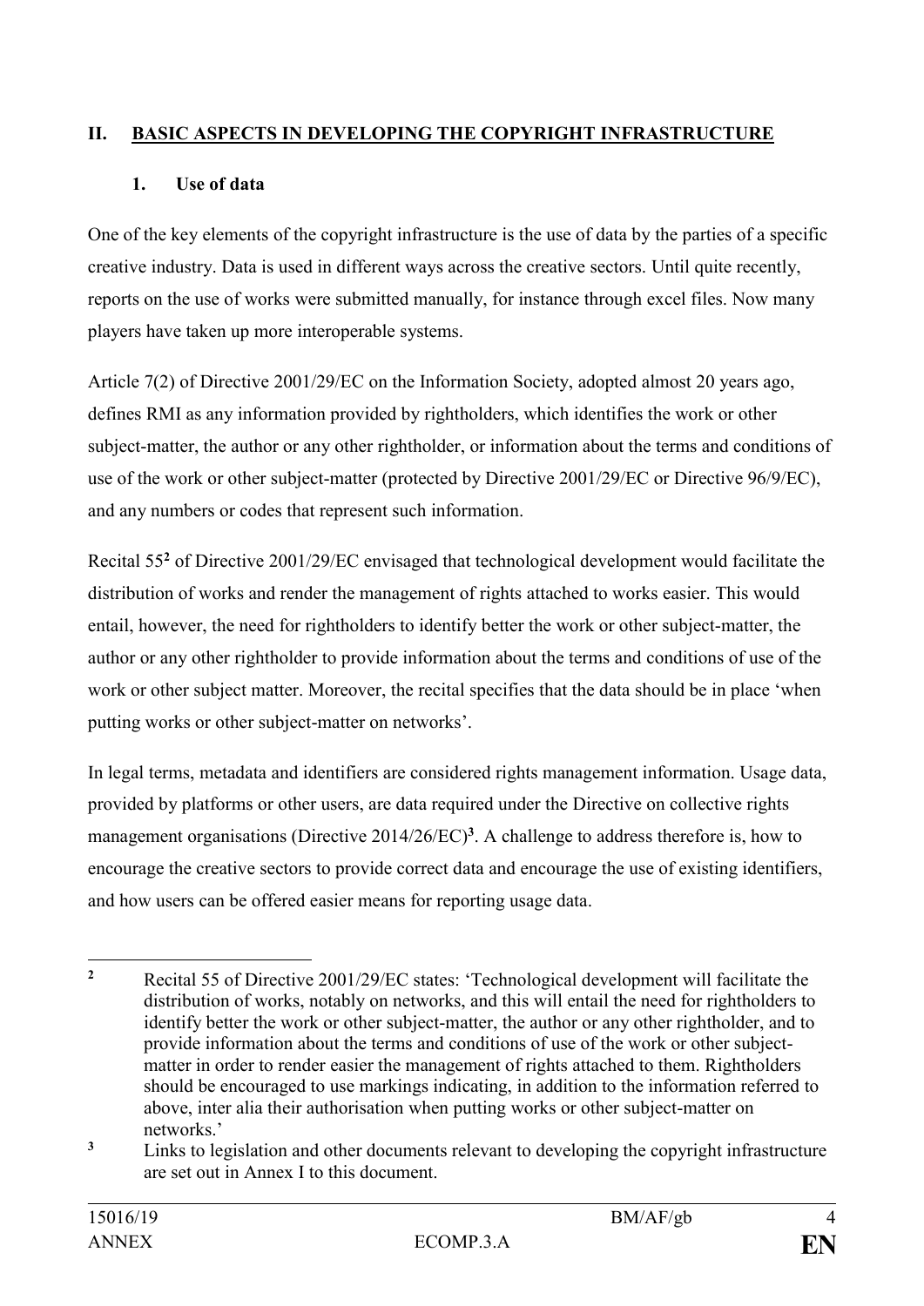## II. BASIC ASPECTS IN DEVELOPING THE COPYRIGHT INFRASTRUCTURE

### 1. Use of data

One of the key elements of the copyright infrastructure is the use of data by the parties of a specific creative industry. Data is used in different ways across the creative sectors. Until quite recently, reports on the use of works were submitted manually, for instance through excel files. Now many players have taken up more interoperable systems.

Article 7(2) of Directive 2001/29/EC on the Information Society, adopted almost 20 years ago, defines RMI as any information provided by rightholders, which identifies the work or other subject-matter, the author or any other rightholder, or information about the terms and conditions of use of the work or other subject-matter (protected by Directive 2001/29/EC or Directive 96/9/EC), and any numbers or codes that represent such information.

Recital 55[2] of Directive 2001/29/EC envisaged that technological development would facilitate the distribution of works and render the management of rights attached to works easier. This would entail, however, the need for rightholders to identify better the work or other subject-matter, the author or any other rightholder to provide information about the terms and conditions of use of the work or other subject matter. Moreover, the recital specifies that the data should be in place 'when putting works or other subject-matter on networks'.

In legal terms, metadata and identifiers are considered rights management information. Usage data, provided by platforms or other users, are data required under the Directive on collective rights management organisations (Directive 2014/26/EC)[3]. A challenge to address therefore is, how to encourage the creative sectors to provide correct data and encourage the use of existing identifiers, and how users can be offered easier means for reporting usage data.

---

[2] Recital 55 of Directive 2001/29/EC states: 'Technological development will facilitate the distribution of works, notably on networks, and this will entail the need for rightholders to identify better the work or other subject-matter, the author or any other rightholder, and to provide information about the terms and conditions of use of the work or other subject-matter in order to render easier the management of rights attached to them. Rightholders should be encouraged to use markings indicating, in addition to the information referred to above, inter alia their authorisation when putting works or other subject-matter on networks.'

[3] Links to legislation and other documents relevant to developing the copyright infrastructure are set out in Annex I to this document.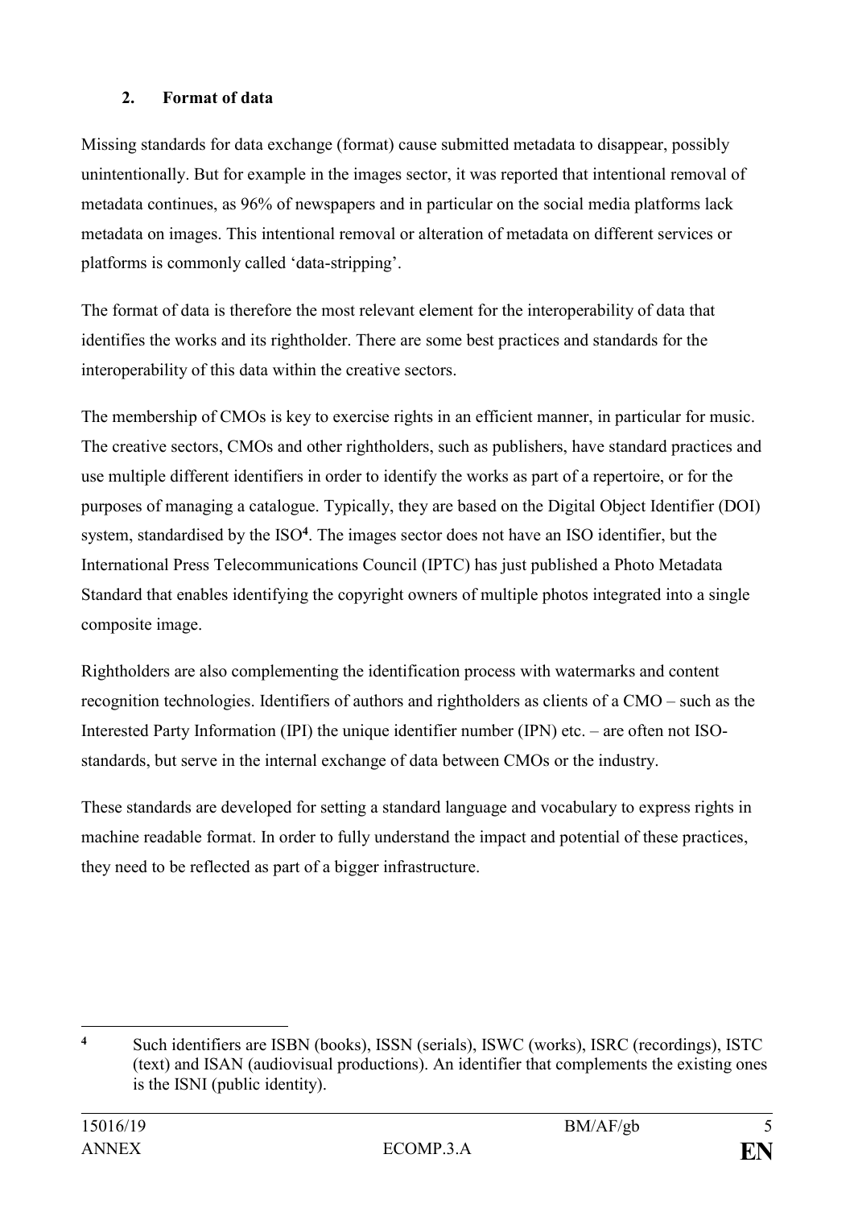## 2. Format of data

Missing standards for data exchange (format) cause submitted metadata to disappear, possibly unintentionally. But for example in the images sector, it was reported that intentional removal of metadata continues, as 96% of newspapers and in particular on the social media platforms lack metadata on images. This intentional removal or alteration of metadata on different services or platforms is commonly called 'data-stripping'.

The format of data is therefore the most relevant element for the interoperability of data that identifies the works and its rightholder. There are some best practices and standards for the interoperability of this data within the creative sectors.

The membership of CMOs is key to exercise rights in an efficient manner, in particular for music. The creative sectors, CMOs and other rightholders, such as publishers, have standard practices and use multiple different identifiers in order to identify the works as part of a repertoire, or for the purposes of managing a catalogue. Typically, they are based on the Digital Object Identifier (DOI) system, standardised by the ISO[4]. The images sector does not have an ISO identifier, but the International Press Telecommunications Council (IPTC) has just published a Photo Metadata Standard that enables identifying the copyright owners of multiple photos integrated into a single composite image.

Rightholders are also complementing the identification process with watermarks and content recognition technologies. Identifiers of authors and rightholders as clients of a CMO – such as the Interested Party Information (IPI) the unique identifier number (IPN) etc. – are often not ISO-standards, but serve in the internal exchange of data between CMOs or the industry.

These standards are developed for setting a standard language and vocabulary to express rights in machine readable format. In order to fully understand the impact and potential of these practices, they need to be reflected as part of a bigger infrastructure.

---

[4] Such identifiers are ISBN (books), ISSN (serials), ISWC (works), ISRC (recordings), ISTC (text) and ISAN (audiovisual productions). An identifier that complements the existing ones is the ISNI (public identity).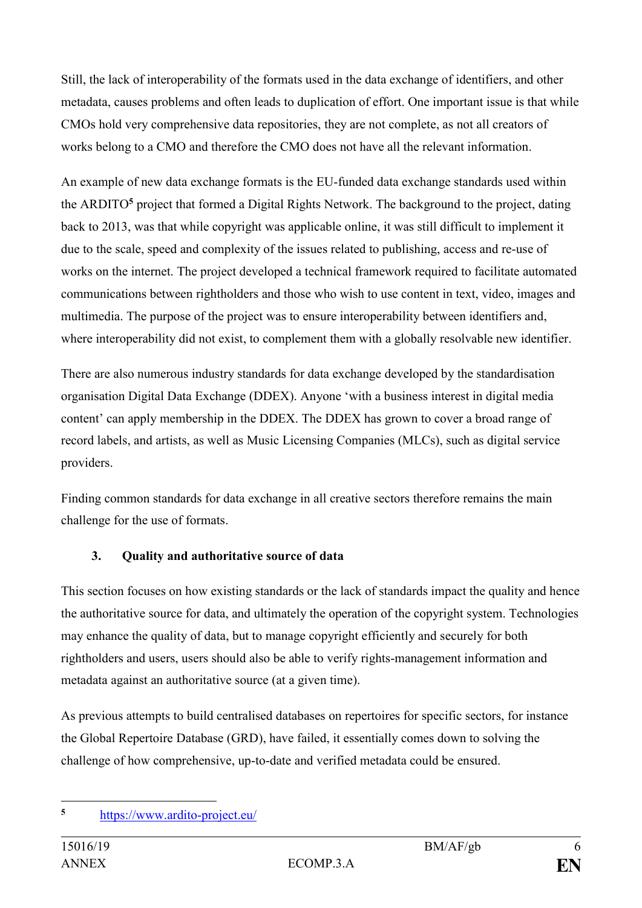Still, the lack of interoperability of the formats used in the data exchange of identifiers, and other metadata, causes problems and often leads to duplication of effort. One important issue is that while CMOs hold very comprehensive data repositories, they are not complete, as not all creators of works belong to a CMO and therefore the CMO does not have all the relevant information.

An example of new data exchange formats is the EU-funded data exchange standards used within the ARDITO[5] project that formed a Digital Rights Network. The background to the project, dating back to 2013, was that while copyright was applicable online, it was still difficult to implement it due to the scale, speed and complexity of the issues related to publishing, access and re-use of works on the internet. The project developed a technical framework required to facilitate automated communications between rightholders and those who wish to use content in text, video, images and multimedia. The purpose of the project was to ensure interoperability between identifiers and, where interoperability did not exist, to complement them with a globally resolvable new identifier.

There are also numerous industry standards for data exchange developed by the standardisation organisation Digital Data Exchange (DDEX). Anyone 'with a business interest in digital media content' can apply membership in the DDEX. The DDEX has grown to cover a broad range of record labels, and artists, as well as Music Licensing Companies (MLCs), such as digital service providers.

Finding common standards for data exchange in all creative sectors therefore remains the main challenge for the use of formats.

### 3. Quality and authoritative source of data

This section focuses on how existing standards or the lack of standards impact the quality and hence the authoritative source for data, and ultimately the operation of the copyright system. Technologies may enhance the quality of data, but to manage copyright efficiently and securely for both rightholders and users, users should also be able to verify rights-management information and metadata against an authoritative source (at a given time).

As previous attempts to build centralised databases on repertoires for specific sectors, for instance the Global Repertoire Database (GRD), have failed, it essentially comes down to solving the challenge of how comprehensive, up-to-date and verified metadata could be ensured.

---

[5] https://www.ardito-project.eu/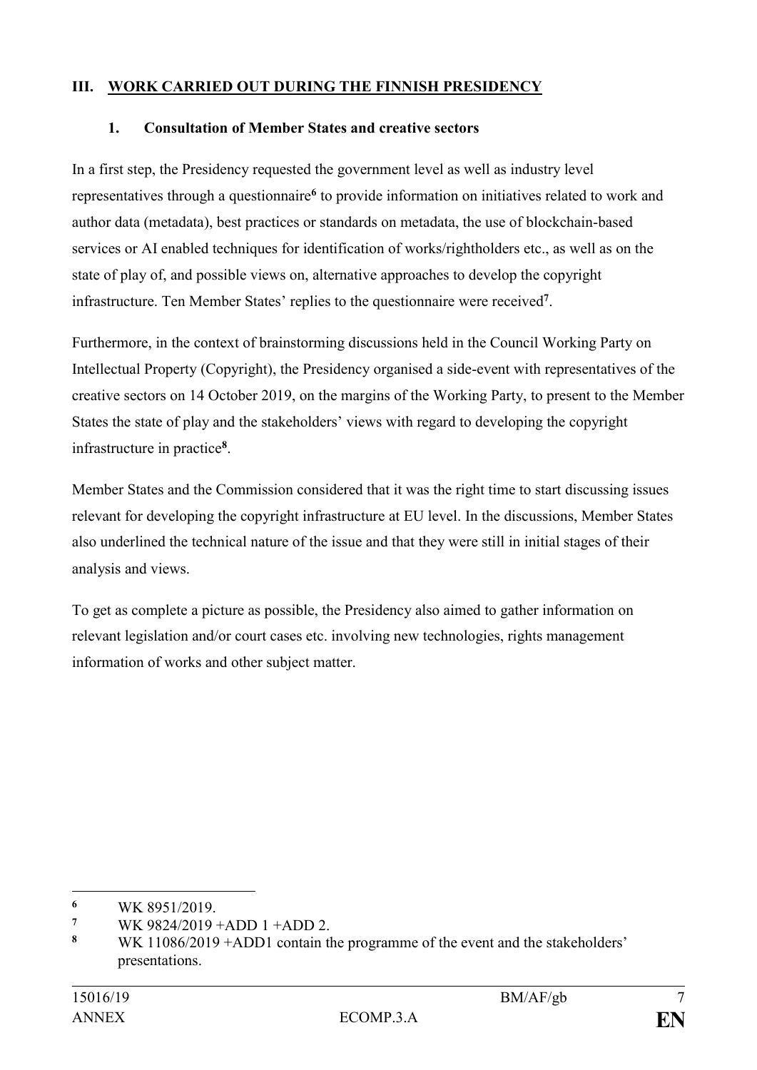## III. WORK CARRIED OUT DURING THE FINNISH PRESIDENCY

### 1. Consultation of Member States and creative sectors

In a first step, the Presidency requested the government level as well as industry level representatives through a questionnaire[6] to provide information on initiatives related to work and author data (metadata), best practices or standards on metadata, the use of blockchain-based services or AI enabled techniques for identification of works/rightholders etc., as well as on the state of play of, and possible views on, alternative approaches to develop the copyright infrastructure. Ten Member States' replies to the questionnaire were received[7].

Furthermore, in the context of brainstorming discussions held in the Council Working Party on Intellectual Property (Copyright), the Presidency organised a side-event with representatives of the creative sectors on 14 October 2019, on the margins of the Working Party, to present to the Member States the state of play and the stakeholders' views with regard to developing the copyright infrastructure in practice[8].

Member States and the Commission considered that it was the right time to start discussing issues relevant for developing the copyright infrastructure at EU level. In the discussions, Member States also underlined the technical nature of the issue and that they were still in initial stages of their analysis and views.

To get as complete a picture as possible, the Presidency also aimed to gather information on relevant legislation and/or court cases etc. involving new technologies, rights management information of works and other subject matter.

---

[6] WK 8951/2019.

[7] WK 9824/2019 +ADD 1 +ADD 2.

[8] WK 11086/2019 +ADD1 contain the programme of the event and the stakeholders' presentations.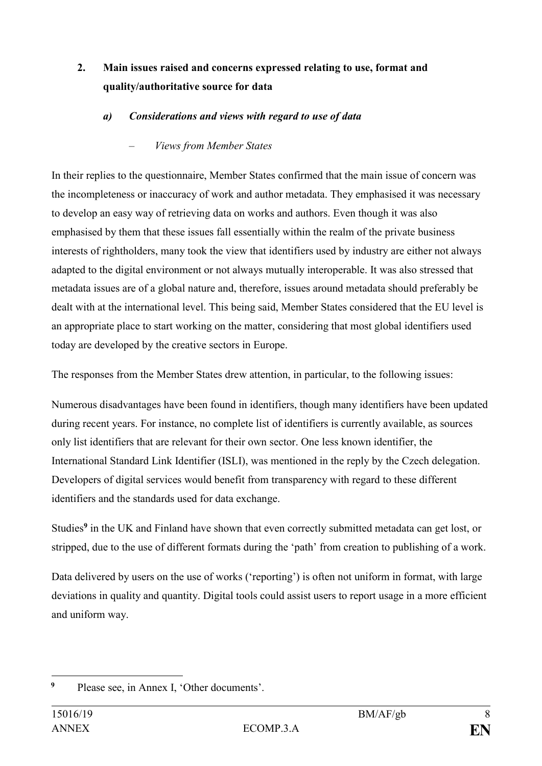## 2. Main issues raised and concerns expressed relating to use, format and quality/authoritative source for data

### *a) Considerations and views with regard to use of data*

– *Views from Member States*

In their replies to the questionnaire, Member States confirmed that the main issue of concern was the incompleteness or inaccuracy of work and author metadata. They emphasised it was necessary to develop an easy way of retrieving data on works and authors. Even though it was also emphasised by them that these issues fall essentially within the realm of the private business interests of rightholders, many took the view that identifiers used by industry are either not always adapted to the digital environment or not always mutually interoperable. It was also stressed that metadata issues are of a global nature and, therefore, issues around metadata should preferably be dealt with at the international level. This being said, Member States considered that the EU level is an appropriate place to start working on the matter, considering that most global identifiers used today are developed by the creative sectors in Europe.

The responses from the Member States drew attention, in particular, to the following issues:

Numerous disadvantages have been found in identifiers, though many identifiers have been updated during recent years. For instance, no complete list of identifiers is currently available, as sources only list identifiers that are relevant for their own sector. One less known identifier, the International Standard Link Identifier (ISLI), was mentioned in the reply by the Czech delegation. Developers of digital services would benefit from transparency with regard to these different identifiers and the standards used for data exchange.

Studies[9] in the UK and Finland have shown that even correctly submitted metadata can get lost, or stripped, due to the use of different formats during the 'path' from creation to publishing of a work.

Data delivered by users on the use of works ('reporting') is often not uniform in format, with large deviations in quality and quantity. Digital tools could assist users to report usage in a more efficient and uniform way.

---

[9] Please see, in Annex I, 'Other documents'.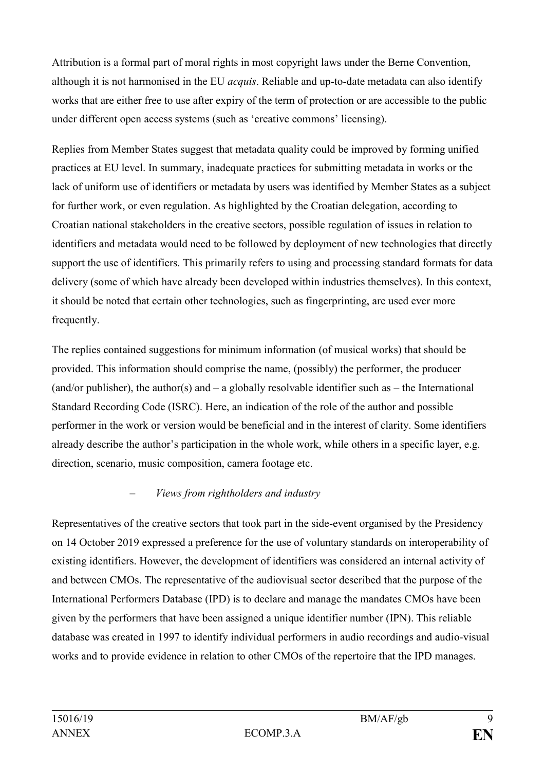Attribution is a formal part of moral rights in most copyright laws under the Berne Convention, although it is not harmonised in the EU *acquis*. Reliable and up-to-date metadata can also identify works that are either free to use after expiry of the term of protection or are accessible to the public under different open access systems (such as 'creative commons' licensing).

Replies from Member States suggest that metadata quality could be improved by forming unified practices at EU level. In summary, inadequate practices for submitting metadata in works or the lack of uniform use of identifiers or metadata by users was identified by Member States as a subject for further work, or even regulation. As highlighted by the Croatian delegation, according to Croatian national stakeholders in the creative sectors, possible regulation of issues in relation to identifiers and metadata would need to be followed by deployment of new technologies that directly support the use of identifiers. This primarily refers to using and processing standard formats for data delivery (some of which have already been developed within industries themselves). In this context, it should be noted that certain other technologies, such as fingerprinting, are used ever more frequently.

The replies contained suggestions for minimum information (of musical works) that should be provided. This information should comprise the name, (possibly) the performer, the producer (and/or publisher), the author(s) and – a globally resolvable identifier such as – the International Standard Recording Code (ISRC). Here, an indication of the role of the author and possible performer in the work or version would be beneficial and in the interest of clarity. Some identifiers already describe the author's participation in the whole work, while others in a specific layer, e.g. direction, scenario, music composition, camera footage etc.

– *Views from rightholders and industry*

Representatives of the creative sectors that took part in the side-event organised by the Presidency on 14 October 2019 expressed a preference for the use of voluntary standards on interoperability of existing identifiers. However, the development of identifiers was considered an internal activity of and between CMOs. The representative of the audiovisual sector described that the purpose of the International Performers Database (IPD) is to declare and manage the mandates CMOs have been given by the performers that have been assigned a unique identifier number (IPN). This reliable database was created in 1997 to identify individual performers in audio recordings and audio-visual works and to provide evidence in relation to other CMOs of the repertoire that the IPD manages.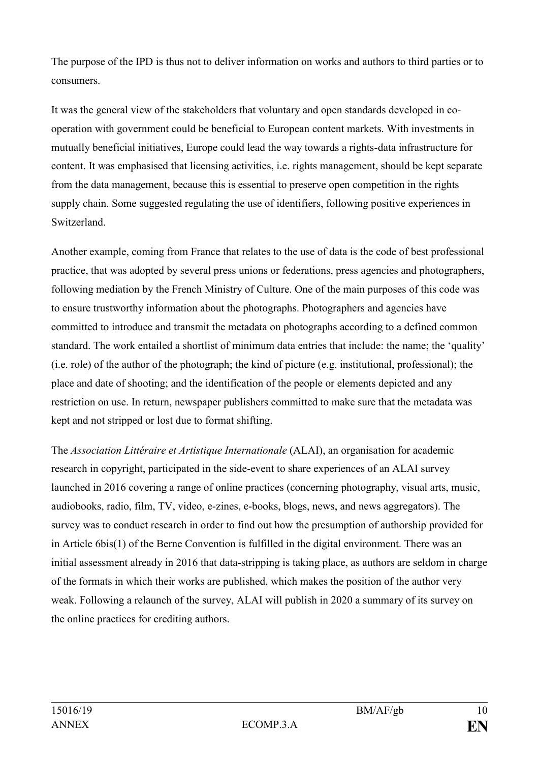The purpose of the IPD is thus not to deliver information on works and authors to third parties or to consumers.

It was the general view of the stakeholders that voluntary and open standards developed in co-operation with government could be beneficial to European content markets. With investments in mutually beneficial initiatives, Europe could lead the way towards a rights-data infrastructure for content. It was emphasised that licensing activities, i.e. rights management, should be kept separate from the data management, because this is essential to preserve open competition in the rights supply chain. Some suggested regulating the use of identifiers, following positive experiences in Switzerland.

Another example, coming from France that relates to the use of data is the code of best professional practice, that was adopted by several press unions or federations, press agencies and photographers, following mediation by the French Ministry of Culture. One of the main purposes of this code was to ensure trustworthy information about the photographs. Photographers and agencies have committed to introduce and transmit the metadata on photographs according to a defined common standard. The work entailed a shortlist of minimum data entries that include: the name; the 'quality' (i.e. role) of the author of the photograph; the kind of picture (e.g. institutional, professional); the place and date of shooting; and the identification of the people or elements depicted and any restriction on use. In return, newspaper publishers committed to make sure that the metadata was kept and not stripped or lost due to format shifting.

The *Association Littéraire et Artistique Internationale* (ALAI), an organisation for academic research in copyright, participated in the side-event to share experiences of an ALAI survey launched in 2016 covering a range of online practices (concerning photography, visual arts, music, audiobooks, radio, film, TV, video, e-zines, e-books, blogs, news, and news aggregators). The survey was to conduct research in order to find out how the presumption of authorship provided for in Article 6bis(1) of the Berne Convention is fulfilled in the digital environment. There was an initial assessment already in 2016 that data-stripping is taking place, as authors are seldom in charge of the formats in which their works are published, which makes the position of the author very weak. Following a relaunch of the survey, ALAI will publish in 2020 a summary of its survey on the online practices for crediting authors.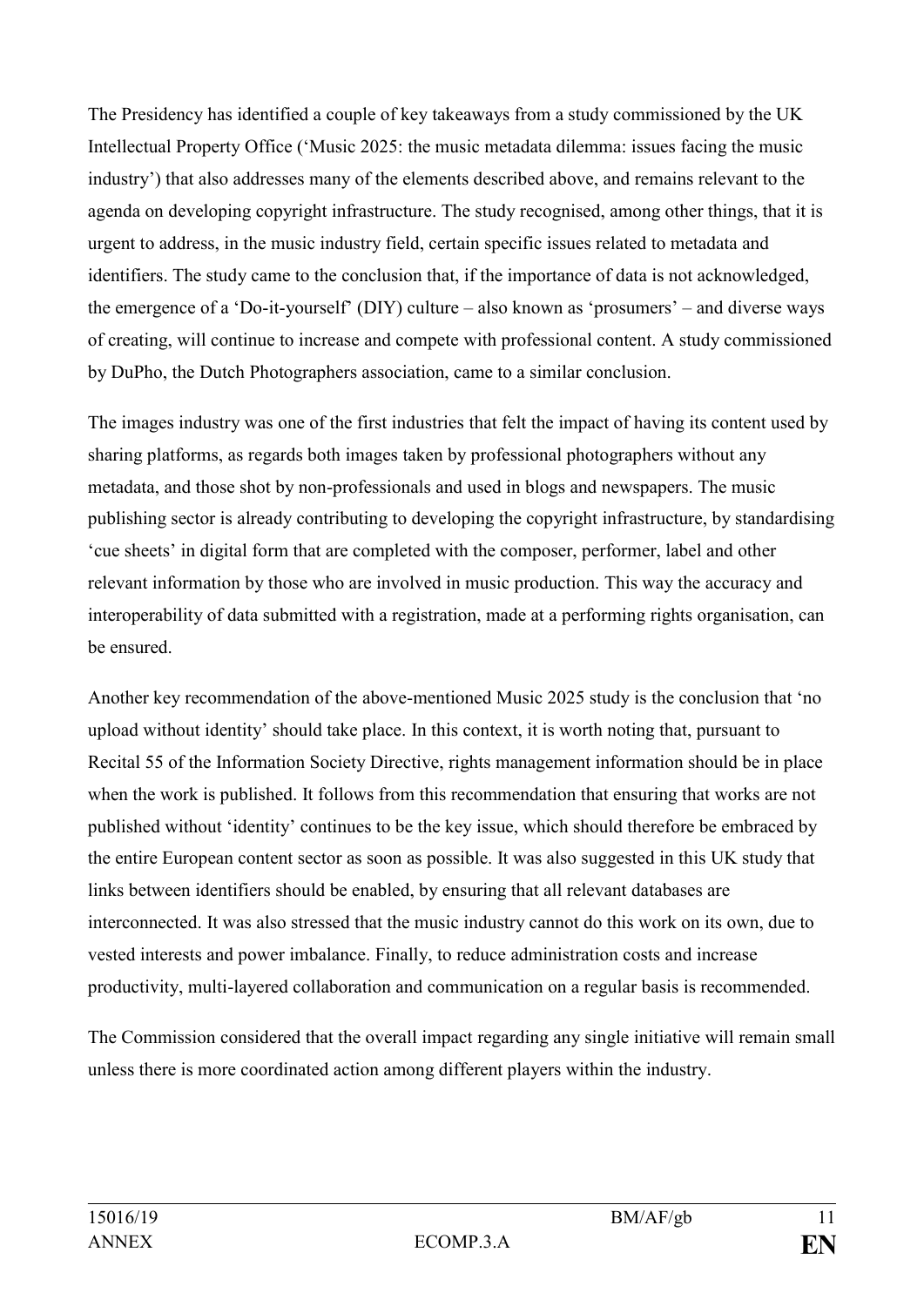The Presidency has identified a couple of key takeaways from a study commissioned by the UK Intellectual Property Office ('Music 2025: the music metadata dilemma: issues facing the music industry') that also addresses many of the elements described above, and remains relevant to the agenda on developing copyright infrastructure. The study recognised, among other things, that it is urgent to address, in the music industry field, certain specific issues related to metadata and identifiers. The study came to the conclusion that, if the importance of data is not acknowledged, the emergence of a 'Do-it-yourself' (DIY) culture – also known as 'prosumers' – and diverse ways of creating, will continue to increase and compete with professional content. A study commissioned by DuPho, the Dutch Photographers association, came to a similar conclusion.

The images industry was one of the first industries that felt the impact of having its content used by sharing platforms, as regards both images taken by professional photographers without any metadata, and those shot by non-professionals and used in blogs and newspapers. The music publishing sector is already contributing to developing the copyright infrastructure, by standardising 'cue sheets' in digital form that are completed with the composer, performer, label and other relevant information by those who are involved in music production. This way the accuracy and interoperability of data submitted with a registration, made at a performing rights organisation, can be ensured.

Another key recommendation of the above-mentioned Music 2025 study is the conclusion that 'no upload without identity' should take place. In this context, it is worth noting that, pursuant to Recital 55 of the Information Society Directive, rights management information should be in place when the work is published. It follows from this recommendation that ensuring that works are not published without 'identity' continues to be the key issue, which should therefore be embraced by the entire European content sector as soon as possible. It was also suggested in this UK study that links between identifiers should be enabled, by ensuring that all relevant databases are interconnected. It was also stressed that the music industry cannot do this work on its own, due to vested interests and power imbalance. Finally, to reduce administration costs and increase productivity, multi-layered collaboration and communication on a regular basis is recommended.

The Commission considered that the overall impact regarding any single initiative will remain small unless there is more coordinated action among different players within the industry.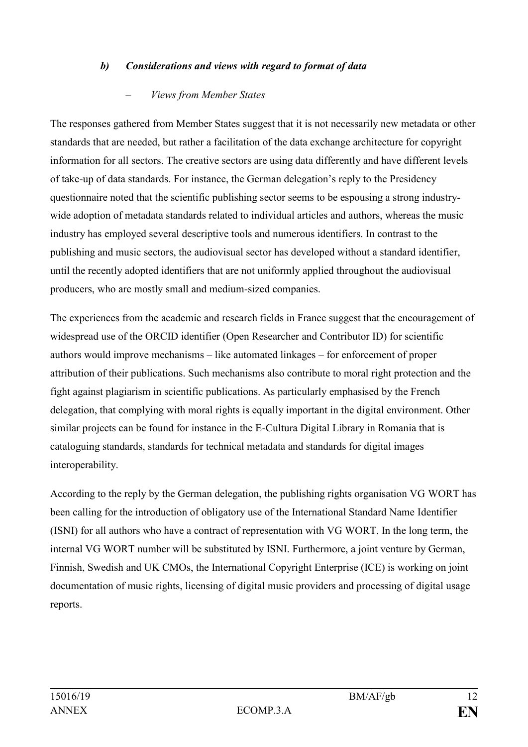### *b) Considerations and views with regard to format of data*

– *Views from Member States*

The responses gathered from Member States suggest that it is not necessarily new metadata or other standards that are needed, but rather a facilitation of the data exchange architecture for copyright information for all sectors. The creative sectors are using data differently and have different levels of take-up of data standards. For instance, the German delegation's reply to the Presidency questionnaire noted that the scientific publishing sector seems to be espousing a strong industry-wide adoption of metadata standards related to individual articles and authors, whereas the music industry has employed several descriptive tools and numerous identifiers. In contrast to the publishing and music sectors, the audiovisual sector has developed without a standard identifier, until the recently adopted identifiers that are not uniformly applied throughout the audiovisual producers, who are mostly small and medium-sized companies.

The experiences from the academic and research fields in France suggest that the encouragement of widespread use of the ORCID identifier (Open Researcher and Contributor ID) for scientific authors would improve mechanisms – like automated linkages – for enforcement of proper attribution of their publications. Such mechanisms also contribute to moral right protection and the fight against plagiarism in scientific publications. As particularly emphasised by the French delegation, that complying with moral rights is equally important in the digital environment. Other similar projects can be found for instance in the E-Cultura Digital Library in Romania that is cataloguing standards, standards for technical metadata and standards for digital images interoperability.

According to the reply by the German delegation, the publishing rights organisation VG WORT has been calling for the introduction of obligatory use of the International Standard Name Identifier (ISNI) for all authors who have a contract of representation with VG WORT. In the long term, the internal VG WORT number will be substituted by ISNI. Furthermore, a joint venture by German, Finnish, Swedish and UK CMOs, the International Copyright Enterprise (ICE) is working on joint documentation of music rights, licensing of digital music providers and processing of digital usage reports.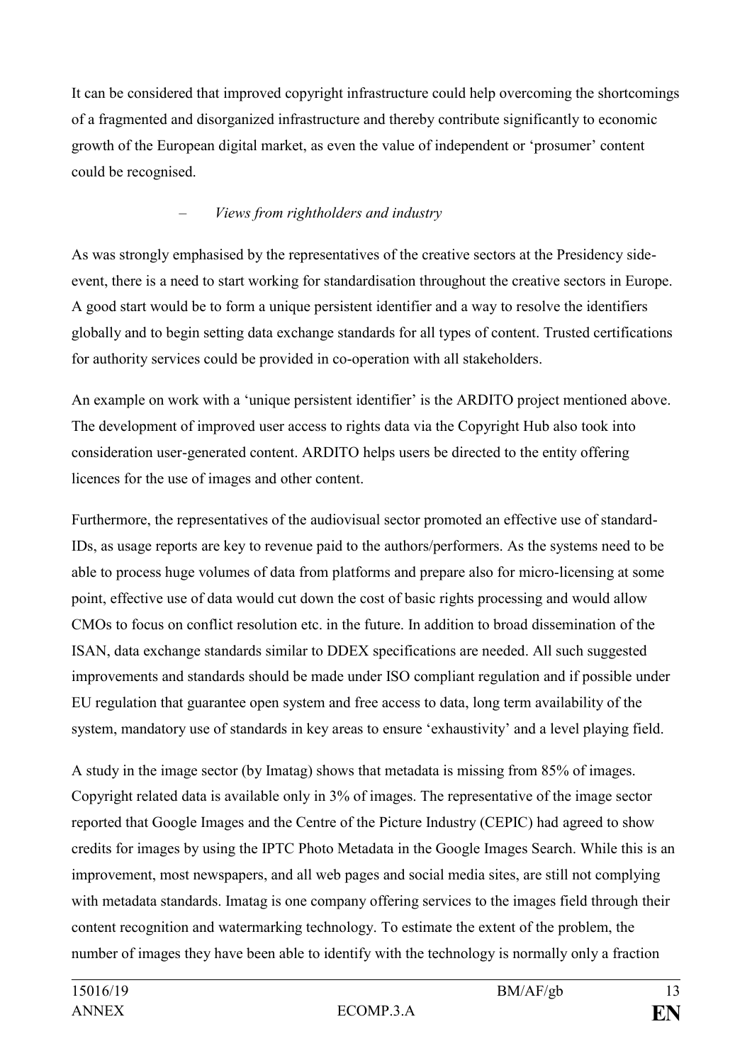It can be considered that improved copyright infrastructure could help overcoming the shortcomings of a fragmented and disorganized infrastructure and thereby contribute significantly to economic growth of the European digital market, as even the value of independent or 'prosumer' content could be recognised.

– *Views from rightholders and industry*

As was strongly emphasised by the representatives of the creative sectors at the Presidency side-event, there is a need to start working for standardisation throughout the creative sectors in Europe. A good start would be to form a unique persistent identifier and a way to resolve the identifiers globally and to begin setting data exchange standards for all types of content. Trusted certifications for authority services could be provided in co-operation with all stakeholders.

An example on work with a 'unique persistent identifier' is the ARDITO project mentioned above. The development of improved user access to rights data via the Copyright Hub also took into consideration user-generated content. ARDITO helps users be directed to the entity offering licences for the use of images and other content.

Furthermore, the representatives of the audiovisual sector promoted an effective use of standard-IDs, as usage reports are key to revenue paid to the authors/performers. As the systems need to be able to process huge volumes of data from platforms and prepare also for micro-licensing at some point, effective use of data would cut down the cost of basic rights processing and would allow CMOs to focus on conflict resolution etc. in the future. In addition to broad dissemination of the ISAN, data exchange standards similar to DDEX specifications are needed. All such suggested improvements and standards should be made under ISO compliant regulation and if possible under EU regulation that guarantee open system and free access to data, long term availability of the system, mandatory use of standards in key areas to ensure 'exhaustivity' and a level playing field.

A study in the image sector (by Imatag) shows that metadata is missing from 85% of images. Copyright related data is available only in 3% of images. The representative of the image sector reported that Google Images and the Centre of the Picture Industry (CEPIC) had agreed to show credits for images by using the IPTC Photo Metadata in the Google Images Search. While this is an improvement, most newspapers, and all web pages and social media sites, are still not complying with metadata standards. Imatag is one company offering services to the images field through their content recognition and watermarking technology. To estimate the extent of the problem, the number of images they have been able to identify with the technology is normally only a fraction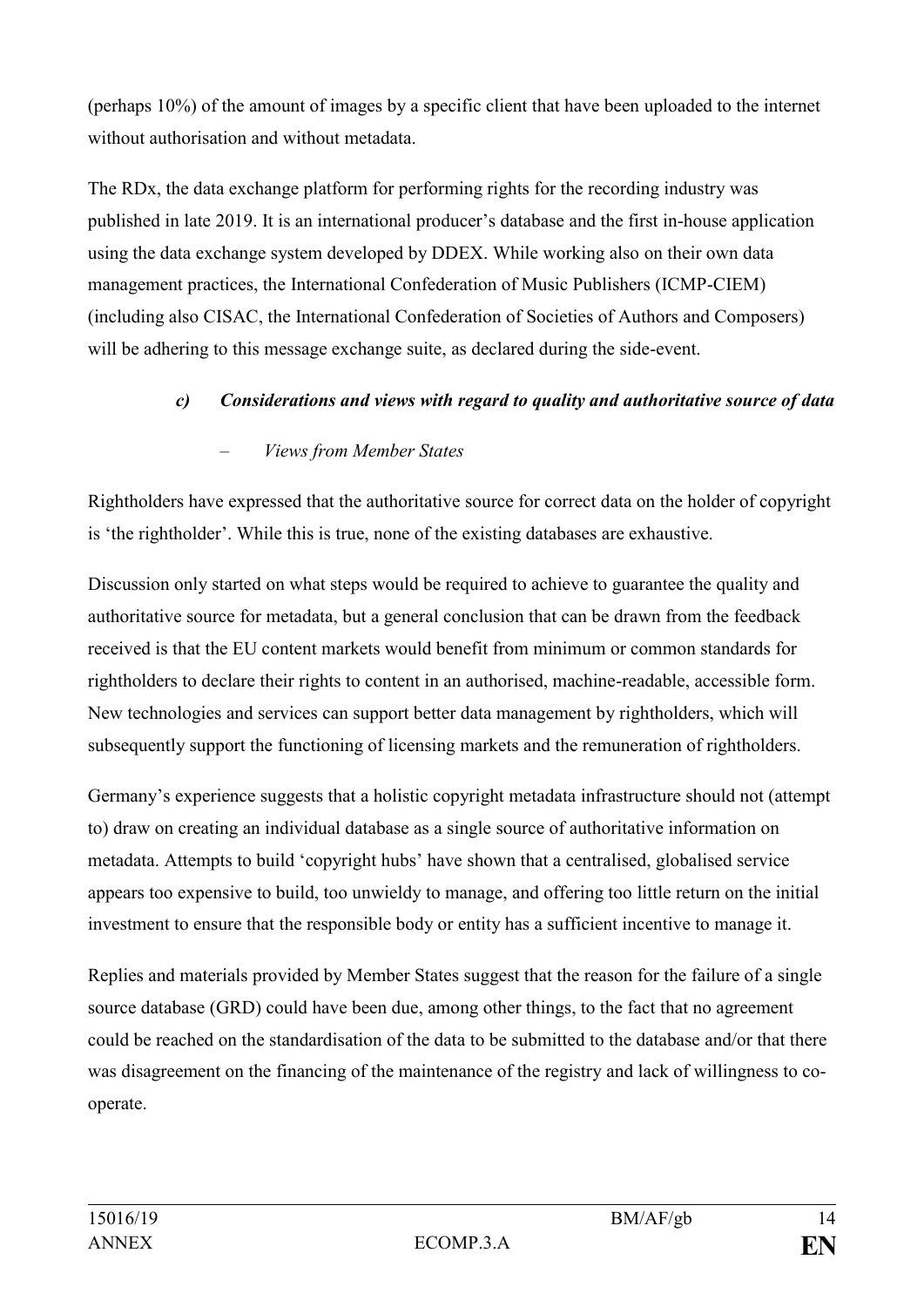(perhaps 10%) of the amount of images by a specific client that have been uploaded to the internet without authorisation and without metadata.

The RDx, the data exchange platform for performing rights for the recording industry was published in late 2019. It is an international producer's database and the first in-house application using the data exchange system developed by DDEX. While working also on their own data management practices, the International Confederation of Music Publishers (ICMP-CIEM) (including also CISAC, the International Confederation of Societies of Authors and Composers) will be adhering to this message exchange suite, as declared during the side-event.

### *c) Considerations and views with regard to quality and authoritative source of data*

*– Views from Member States*

Rightholders have expressed that the authoritative source for correct data on the holder of copyright is 'the rightholder'. While this is true, none of the existing databases are exhaustive.

Discussion only started on what steps would be required to achieve to guarantee the quality and authoritative source for metadata, but a general conclusion that can be drawn from the feedback received is that the EU content markets would benefit from minimum or common standards for rightholders to declare their rights to content in an authorised, machine-readable, accessible form. New technologies and services can support better data management by rightholders, which will subsequently support the functioning of licensing markets and the remuneration of rightholders.

Germany's experience suggests that a holistic copyright metadata infrastructure should not (attempt to) draw on creating an individual database as a single source of authoritative information on metadata. Attempts to build 'copyright hubs' have shown that a centralised, globalised service appears too expensive to build, too unwieldy to manage, and offering too little return on the initial investment to ensure that the responsible body or entity has a sufficient incentive to manage it.

Replies and materials provided by Member States suggest that the reason for the failure of a single source database (GRD) could have been due, among other things, to the fact that no agreement could be reached on the standardisation of the data to be submitted to the database and/or that there was disagreement on the financing of the maintenance of the registry and lack of willingness to co-operate.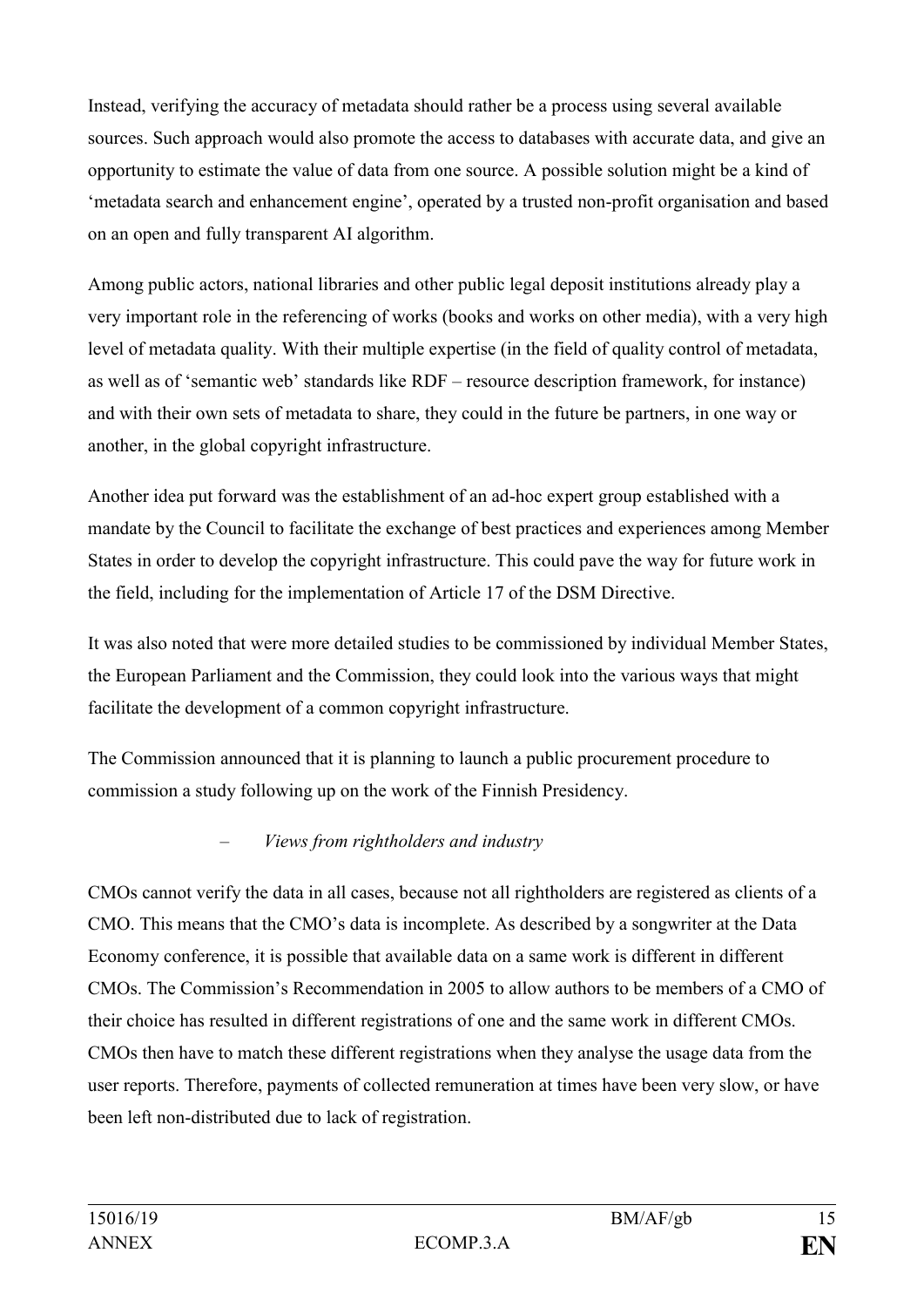Instead, verifying the accuracy of metadata should rather be a process using several available sources. Such approach would also promote the access to databases with accurate data, and give an opportunity to estimate the value of data from one source. A possible solution might be a kind of 'metadata search and enhancement engine', operated by a trusted non-profit organisation and based on an open and fully transparent AI algorithm.

Among public actors, national libraries and other public legal deposit institutions already play a very important role in the referencing of works (books and works on other media), with a very high level of metadata quality. With their multiple expertise (in the field of quality control of metadata, as well as of 'semantic web' standards like RDF – resource description framework, for instance) and with their own sets of metadata to share, they could in the future be partners, in one way or another, in the global copyright infrastructure.

Another idea put forward was the establishment of an ad-hoc expert group established with a mandate by the Council to facilitate the exchange of best practices and experiences among Member States in order to develop the copyright infrastructure. This could pave the way for future work in the field, including for the implementation of Article 17 of the DSM Directive.

It was also noted that were more detailed studies to be commissioned by individual Member States, the European Parliament and the Commission, they could look into the various ways that might facilitate the development of a common copyright infrastructure.

The Commission announced that it is planning to launch a public procurement procedure to commission a study following up on the work of the Finnish Presidency.

– *Views from rightholders and industry*

CMOs cannot verify the data in all cases, because not all rightholders are registered as clients of a CMO. This means that the CMO's data is incomplete. As described by a songwriter at the Data Economy conference, it is possible that available data on a same work is different in different CMOs. The Commission's Recommendation in 2005 to allow authors to be members of a CMO of their choice has resulted in different registrations of one and the same work in different CMOs. CMOs then have to match these different registrations when they analyse the usage data from the user reports. Therefore, payments of collected remuneration at times have been very slow, or have been left non-distributed due to lack of registration.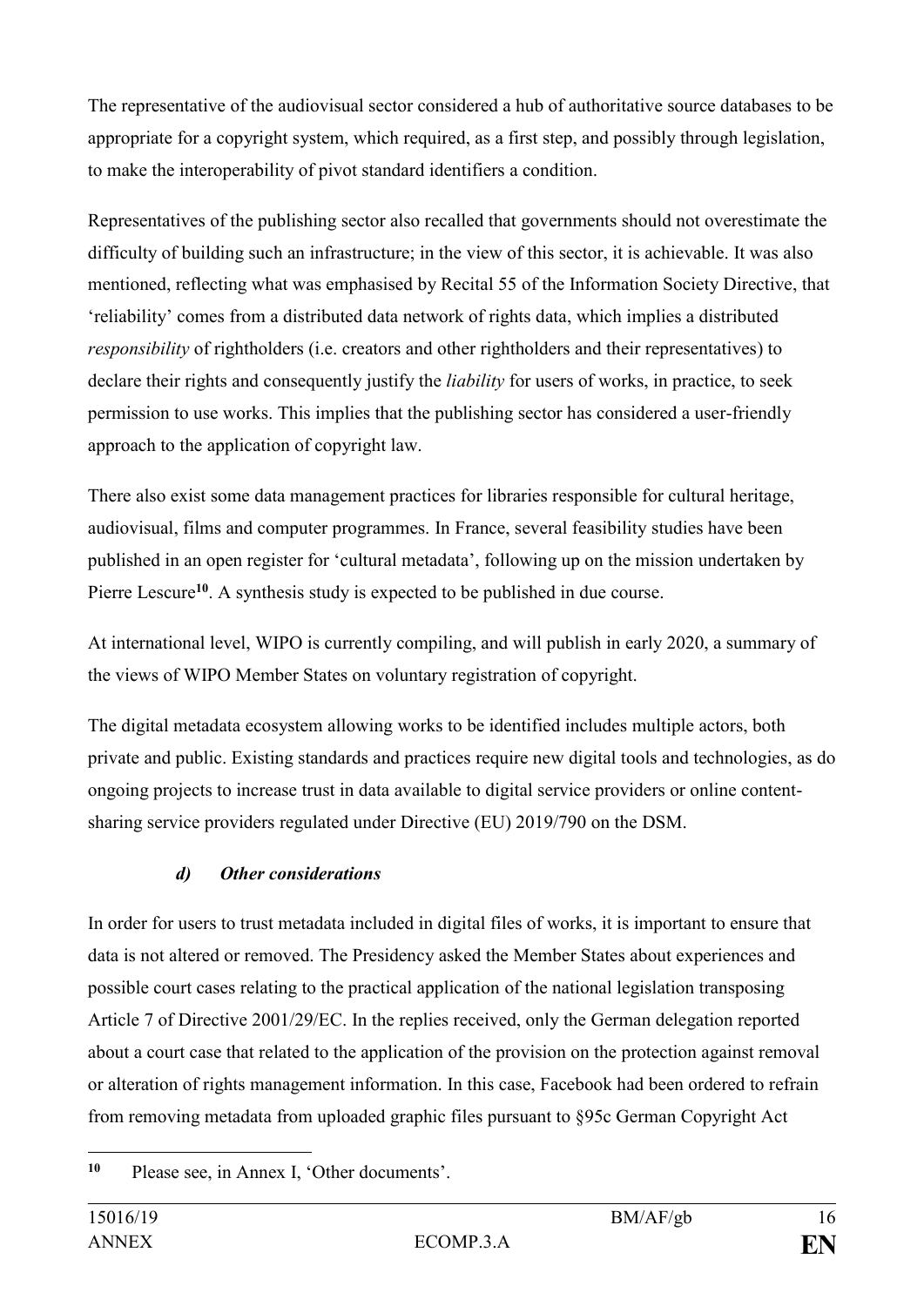The representative of the audiovisual sector considered a hub of authoritative source databases to be appropriate for a copyright system, which required, as a first step, and possibly through legislation, to make the interoperability of pivot standard identifiers a condition.

Representatives of the publishing sector also recalled that governments should not overestimate the difficulty of building such an infrastructure; in the view of this sector, it is achievable. It was also mentioned, reflecting what was emphasised by Recital 55 of the Information Society Directive, that 'reliability' comes from a distributed data network of rights data, which implies a distributed *responsibility* of rightholders (i.e. creators and other rightholders and their representatives) to declare their rights and consequently justify the *liability* for users of works, in practice, to seek permission to use works. This implies that the publishing sector has considered a user-friendly approach to the application of copyright law.

There also exist some data management practices for libraries responsible for cultural heritage, audiovisual, films and computer programmes. In France, several feasibility studies have been published in an open register for 'cultural metadata', following up on the mission undertaken by Pierre Lescure[10]. A synthesis study is expected to be published in due course.

At international level, WIPO is currently compiling, and will publish in early 2020, a summary of the views of WIPO Member States on voluntary registration of copyright.

The digital metadata ecosystem allowing works to be identified includes multiple actors, both private and public. Existing standards and practices require new digital tools and technologies, as do ongoing projects to increase trust in data available to digital service providers or online content-sharing service providers regulated under Directive (EU) 2019/790 on the DSM.

### *d) Other considerations*

In order for users to trust metadata included in digital files of works, it is important to ensure that data is not altered or removed. The Presidency asked the Member States about experiences and possible court cases relating to the practical application of the national legislation transposing Article 7 of Directive 2001/29/EC. In the replies received, only the German delegation reported about a court case that related to the application of the provision on the protection against removal or alteration of rights management information. In this case, Facebook had been ordered to refrain from removing metadata from uploaded graphic files pursuant to §95c German Copyright Act

---

[10] Please see, in Annex I, 'Other documents'.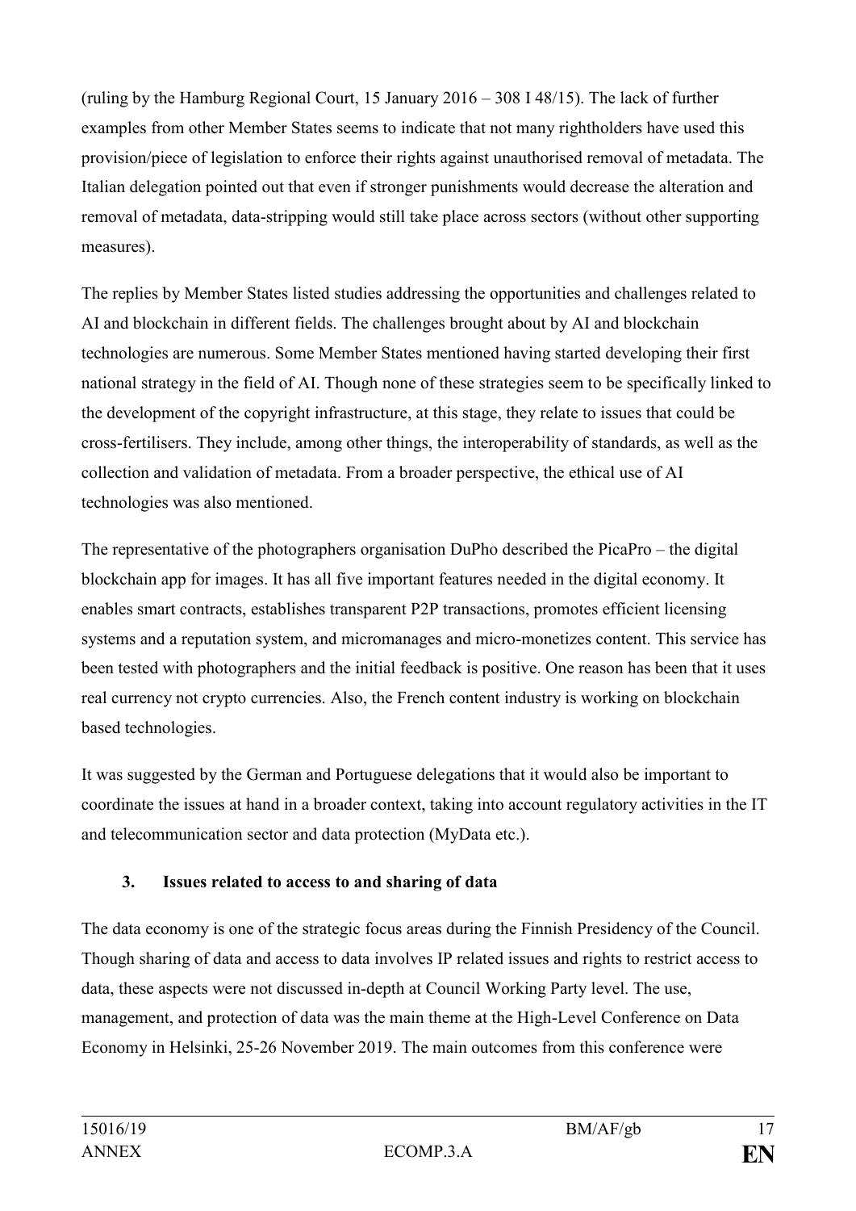(ruling by the Hamburg Regional Court, 15 January 2016 – 308 I 48/15). The lack of further examples from other Member States seems to indicate that not many rightholders have used this provision/piece of legislation to enforce their rights against unauthorised removal of metadata. The Italian delegation pointed out that even if stronger punishments would decrease the alteration and removal of metadata, data-stripping would still take place across sectors (without other supporting measures).

The replies by Member States listed studies addressing the opportunities and challenges related to AI and blockchain in different fields. The challenges brought about by AI and blockchain technologies are numerous. Some Member States mentioned having started developing their first national strategy in the field of AI. Though none of these strategies seem to be specifically linked to the development of the copyright infrastructure, at this stage, they relate to issues that could be cross-fertilisers. They include, among other things, the interoperability of standards, as well as the collection and validation of metadata. From a broader perspective, the ethical use of AI technologies was also mentioned.

The representative of the photographers organisation DuPho described the PicaPro – the digital blockchain app for images. It has all five important features needed in the digital economy. It enables smart contracts, establishes transparent P2P transactions, promotes efficient licensing systems and a reputation system, and micromanages and micro-monetizes content. This service has been tested with photographers and the initial feedback is positive. One reason has been that it uses real currency not crypto currencies. Also, the French content industry is working on blockchain based technologies.

It was suggested by the German and Portuguese delegations that it would also be important to coordinate the issues at hand in a broader context, taking into account regulatory activities in the IT and telecommunication sector and data protection (MyData etc.).

### 3. Issues related to access to and sharing of data

The data economy is one of the strategic focus areas during the Finnish Presidency of the Council. Though sharing of data and access to data involves IP related issues and rights to restrict access to data, these aspects were not discussed in-depth at Council Working Party level. The use, management, and protection of data was the main theme at the High-Level Conference on Data Economy in Helsinki, 25-26 November 2019. The main outcomes from this conference were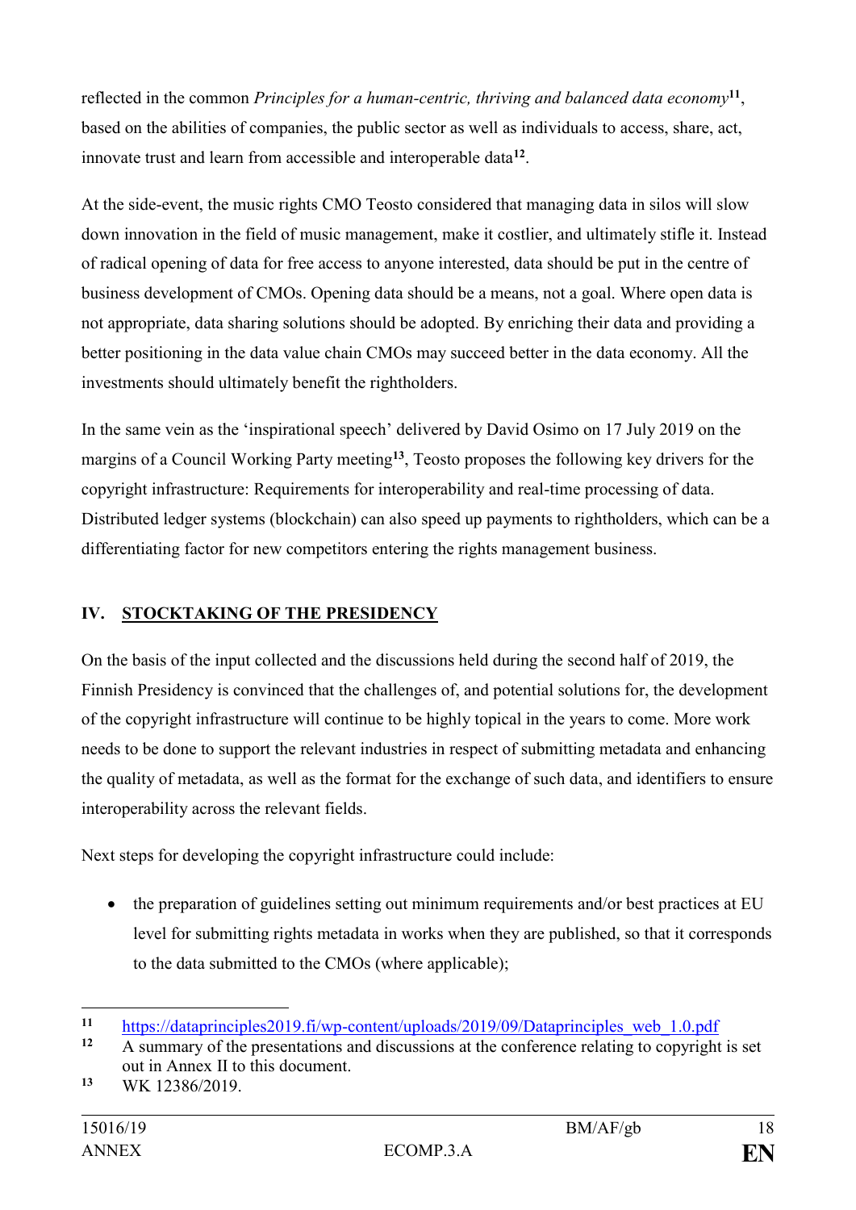reflected in the common *Principles for a human-centric, thriving and balanced data economy*[11], based on the abilities of companies, the public sector as well as individuals to access, share, act, innovate trust and learn from accessible and interoperable data[12].

At the side-event, the music rights CMO Teosto considered that managing data in silos will slow down innovation in the field of music management, make it costlier, and ultimately stifle it. Instead of radical opening of data for free access to anyone interested, data should be put in the centre of business development of CMOs. Opening data should be a means, not a goal. Where open data is not appropriate, data sharing solutions should be adopted. By enriching their data and providing a better positioning in the data value chain CMOs may succeed better in the data economy. All the investments should ultimately benefit the rightholders.

In the same vein as the 'inspirational speech' delivered by David Osimo on 17 July 2019 on the margins of a Council Working Party meeting[13], Teosto proposes the following key drivers for the copyright infrastructure: Requirements for interoperability and real-time processing of data. Distributed ledger systems (blockchain) can also speed up payments to rightholders, which can be a differentiating factor for new competitors entering the rights management business.

## IV. STOCKTAKING OF THE PRESIDENCY

On the basis of the input collected and the discussions held during the second half of 2019, the Finnish Presidency is convinced that the challenges of, and potential solutions for, the development of the copyright infrastructure will continue to be highly topical in the years to come. More work needs to be done to support the relevant industries in respect of submitting metadata and enhancing the quality of metadata, as well as the format for the exchange of such data, and identifiers to ensure interoperability across the relevant fields.

Next steps for developing the copyright infrastructure could include:

- the preparation of guidelines setting out minimum requirements and/or best practices at EU level for submitting rights metadata in works when they are published, so that it corresponds to the data submitted to the CMOs (where applicable);

---

[11] https://dataprinciples2019.fi/wp-content/uploads/2019/09/Dataprinciples_web_1.0.pdf

[12] A summary of the presentations and discussions at the conference relating to copyright is set out in Annex II to this document.

[13] WK 12386/2019.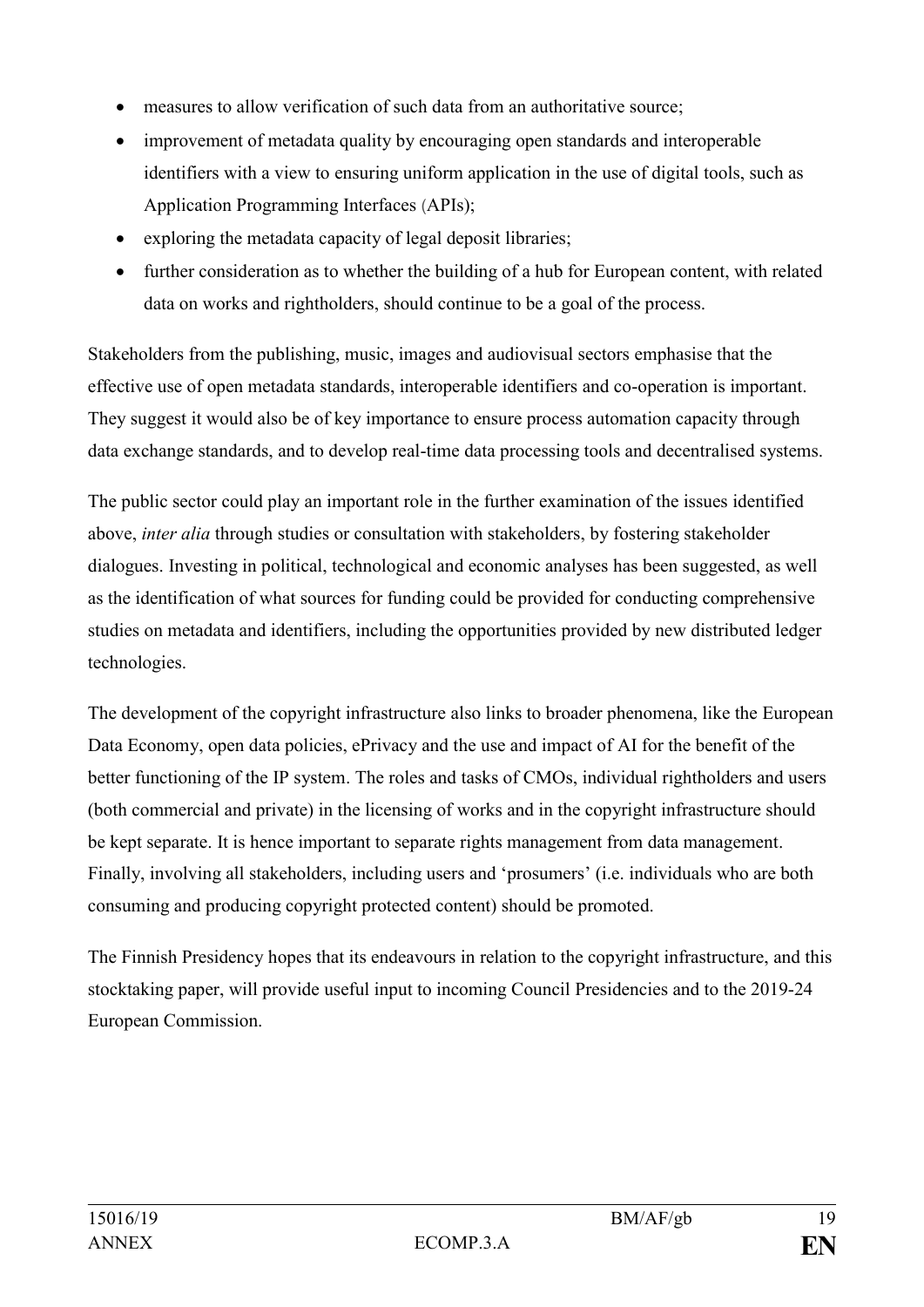- measures to allow verification of such data from an authoritative source;
- improvement of metadata quality by encouraging open standards and interoperable identifiers with a view to ensuring uniform application in the use of digital tools, such as Application Programming Interfaces (APIs);
- exploring the metadata capacity of legal deposit libraries;
- further consideration as to whether the building of a hub for European content, with related data on works and rightholders, should continue to be a goal of the process.

Stakeholders from the publishing, music, images and audiovisual sectors emphasise that the effective use of open metadata standards, interoperable identifiers and co-operation is important. They suggest it would also be of key importance to ensure process automation capacity through data exchange standards, and to develop real-time data processing tools and decentralised systems.

The public sector could play an important role in the further examination of the issues identified above, *inter alia* through studies or consultation with stakeholders, by fostering stakeholder dialogues. Investing in political, technological and economic analyses has been suggested, as well as the identification of what sources for funding could be provided for conducting comprehensive studies on metadata and identifiers, including the opportunities provided by new distributed ledger technologies.

The development of the copyright infrastructure also links to broader phenomena, like the European Data Economy, open data policies, ePrivacy and the use and impact of AI for the benefit of the better functioning of the IP system. The roles and tasks of CMOs, individual rightholders and users (both commercial and private) in the licensing of works and in the copyright infrastructure should be kept separate. It is hence important to separate rights management from data management. Finally, involving all stakeholders, including users and 'prosumers' (i.e. individuals who are both consuming and producing copyright protected content) should be promoted.

The Finnish Presidency hopes that its endeavours in relation to the copyright infrastructure, and this stocktaking paper, will provide useful input to incoming Council Presidencies and to the 2019-24 European Commission.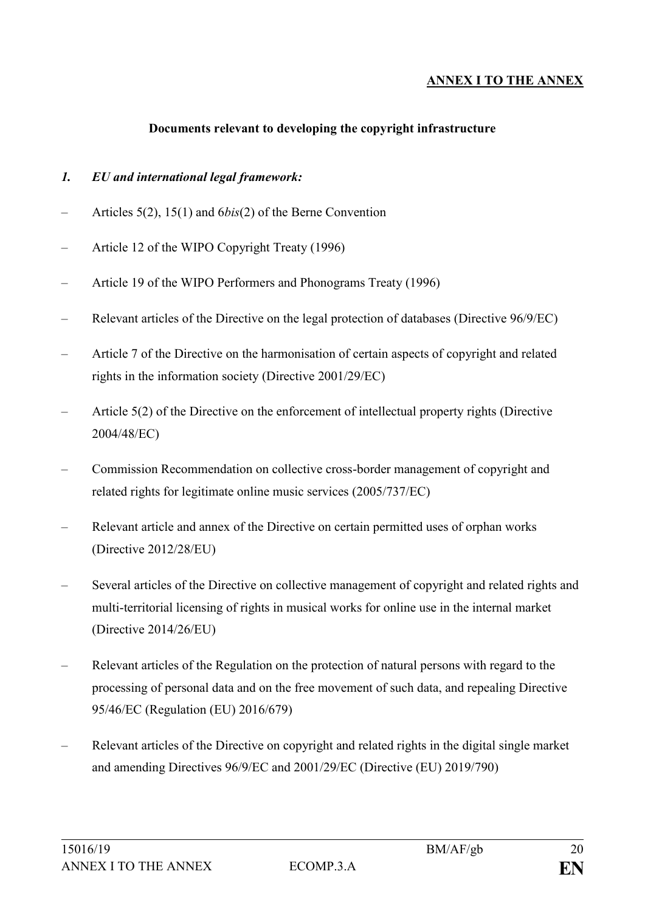**ANNEX I TO THE ANNEX**

**Documents relevant to developing the copyright infrastructure**

***1. EU and international legal framework:***

- Articles 5(2), 15(1) and 6*bis*(2) of the Berne Convention
- Article 12 of the WIPO Copyright Treaty (1996)
- Article 19 of the WIPO Performers and Phonograms Treaty (1996)
- Relevant articles of the Directive on the legal protection of databases (Directive 96/9/EC)
- Article 7 of the Directive on the harmonisation of certain aspects of copyright and related rights in the information society (Directive 2001/29/EC)
- Article 5(2) of the Directive on the enforcement of intellectual property rights (Directive 2004/48/EC)
- Commission Recommendation on collective cross-border management of copyright and related rights for legitimate online music services (2005/737/EC)
- Relevant article and annex of the Directive on certain permitted uses of orphan works (Directive 2012/28/EU)
- Several articles of the Directive on collective management of copyright and related rights and multi-territorial licensing of rights in musical works for online use in the internal market (Directive 2014/26/EU)
- Relevant articles of the Regulation on the protection of natural persons with regard to the processing of personal data and on the free movement of such data, and repealing Directive 95/46/EC (Regulation (EU) 2016/679)
- Relevant articles of the Directive on copyright and related rights in the digital single market and amending Directives 96/9/EC and 2001/29/EC (Directive (EU) 2019/790)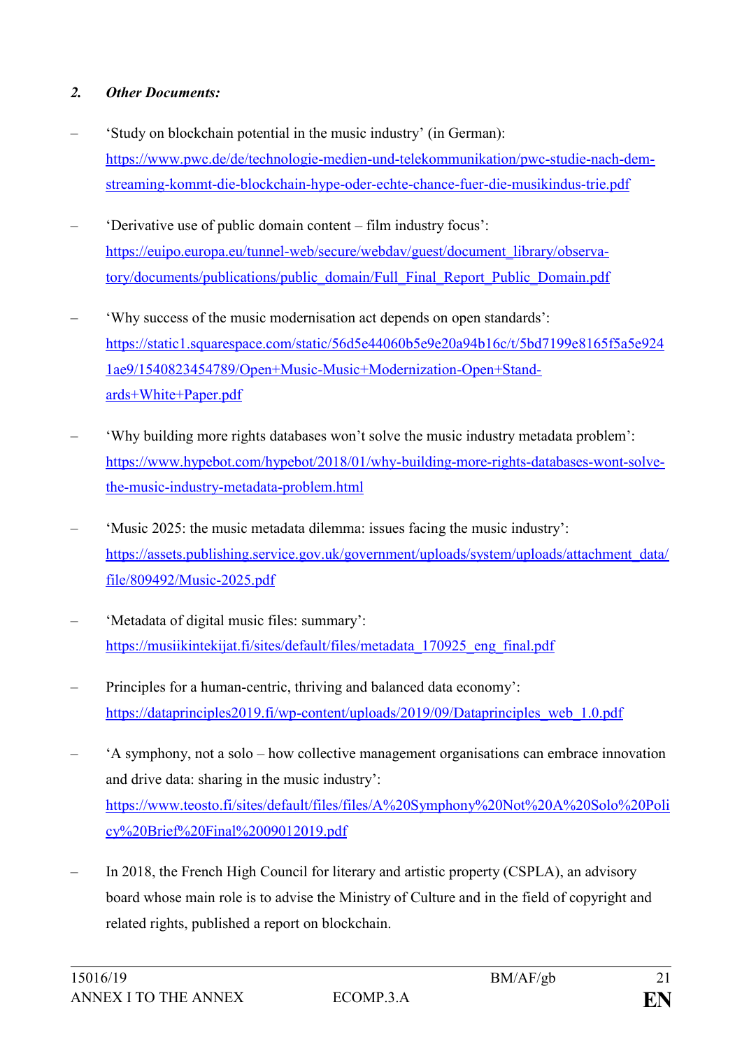*2. Other Documents:*

– ‘Study on blockchain potential in the music industry’ (in German): https://www.pwc.de/de/technologie-medien-und-telekommunikation/pwc-studie-nach-dem-streaming-kommt-die-blockchain-hype-oder-echte-chance-fuer-die-musikindus-trie.pdf

– ‘Derivative use of public domain content – film industry focus’: https://euipo.europa.eu/tunnel-web/secure/webdav/guest/document_library/observa-tory/documents/publications/public_domain/Full_Final_Report_Public_Domain.pdf

– ‘Why success of the music modernisation act depends on open standards’: https://static1.squarespace.com/static/56d5e44060b5e9e20a94b16c/t/5bd7199e8165f5a5e9241ae9/1540823454789/Open+Music-Music+Modernization-Open+Stand-ards+White+Paper.pdf

– ‘Why building more rights databases won’t solve the music industry metadata problem’: https://www.hypebot.com/hypebot/2018/01/why-building-more-rights-databases-wont-solve-the-music-industry-metadata-problem.html

– ‘Music 2025: the music metadata dilemma: issues facing the music industry’: https://assets.publishing.service.gov.uk/government/uploads/system/uploads/attachment_data/file/809492/Music-2025.pdf

– ‘Metadata of digital music files: summary’: https://musiikintekijat.fi/sites/default/files/metadata_170925_eng_final.pdf

– Principles for a human-centric, thriving and balanced data economy’: https://dataprinciples2019.fi/wp-content/uploads/2019/09/Dataprinciples_web_1.0.pdf

– ‘A symphony, not a solo – how collective management organisations can embrace innovation and drive data: sharing in the music industry’: https://www.teosto.fi/sites/default/files/files/A%20Symphony%20Not%20A%20Solo%20Policy%20Brief%20Final%2009012019.pdf

– In 2018, the French High Council for literary and artistic property (CSPLA), an advisory board whose main role is to advise the Ministry of Culture and in the field of copyright and related rights, published a report on blockchain.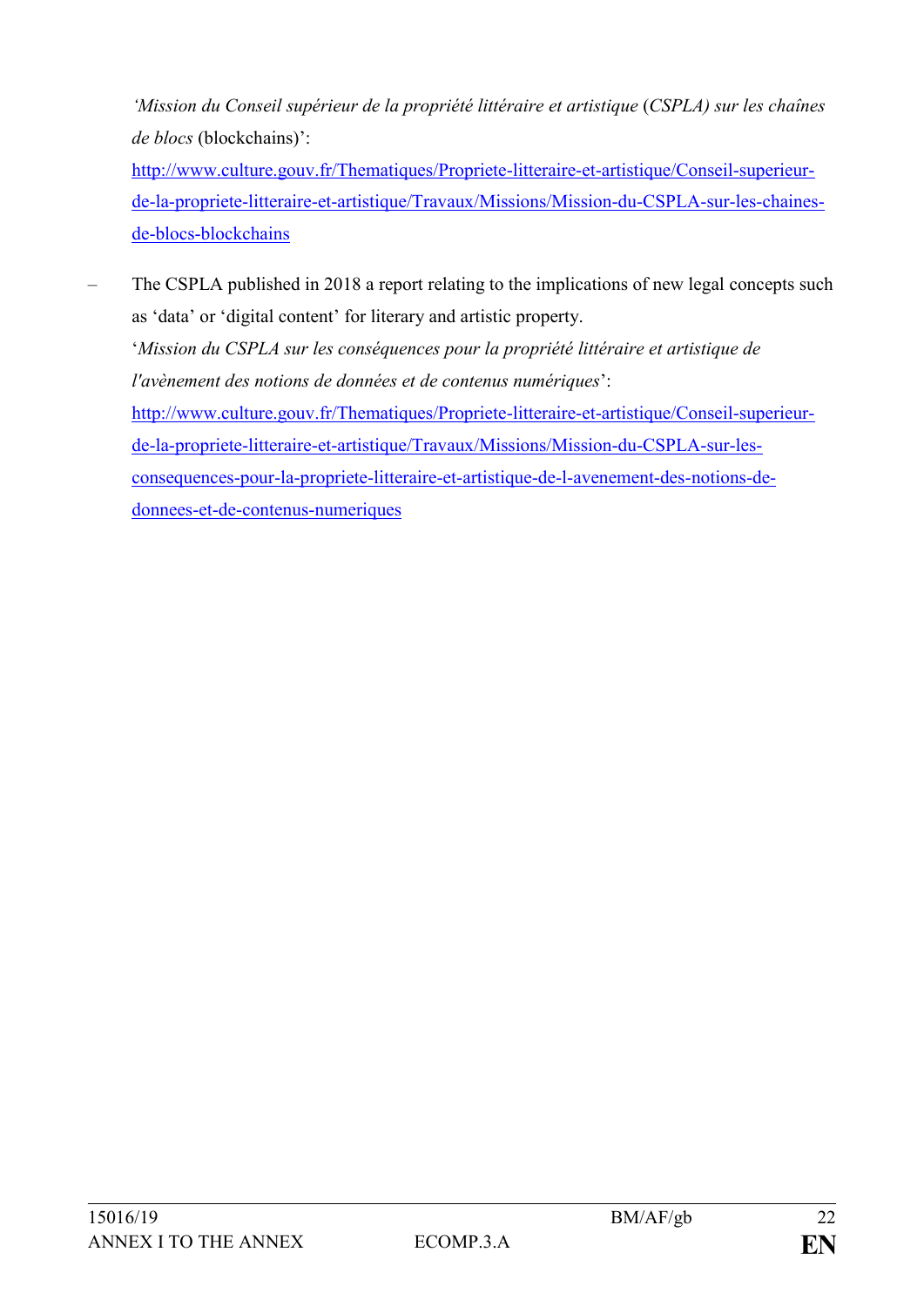*'Mission du Conseil supérieur de la propriété littéraire et artistique* (*CSPLA) sur les chaînes de blocs* (blockchains)':

http://www.culture.gouv.fr/Thematiques/Propriete-litteraire-et-artistique/Conseil-superieur-de-la-propriete-litteraire-et-artistique/Travaux/Missions/Mission-du-CSPLA-sur-les-chaines-de-blocs-blockchains

– The CSPLA published in 2018 a report relating to the implications of new legal concepts such as 'data' or 'digital content' for literary and artistic property.
  '*Mission du CSPLA sur les conséquences pour la propriété littéraire et artistique de l'avènement des notions de données et de contenus numériques*':
  http://www.culture.gouv.fr/Thematiques/Propriete-litteraire-et-artistique/Conseil-superieur-de-la-propriete-litteraire-et-artistique/Travaux/Missions/Mission-du-CSPLA-sur-les-consequences-pour-la-propriete-litteraire-et-artistique-de-l-avenement-des-notions-de-donnees-et-de-contenus-numeriques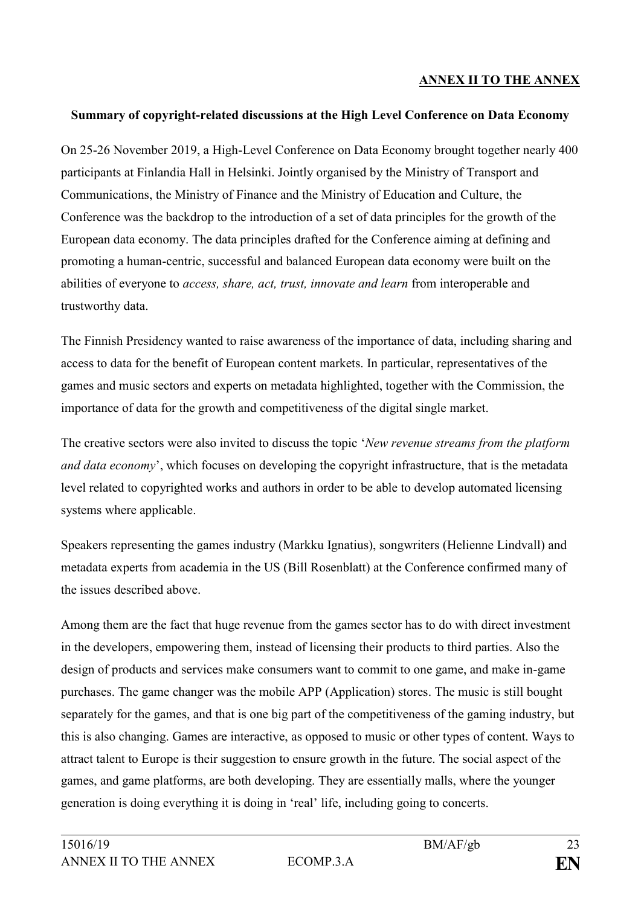**ANNEX II TO THE ANNEX**

**Summary of copyright-related discussions at the High Level Conference on Data Economy**

On 25-26 November 2019, a High-Level Conference on Data Economy brought together nearly 400 participants at Finlandia Hall in Helsinki. Jointly organised by the Ministry of Transport and Communications, the Ministry of Finance and the Ministry of Education and Culture, the Conference was the backdrop to the introduction of a set of data principles for the growth of the European data economy. The data principles drafted for the Conference aiming at defining and promoting a human-centric, successful and balanced European data economy were built on the abilities of everyone to *access, share, act, trust, innovate and learn* from interoperable and trustworthy data.

The Finnish Presidency wanted to raise awareness of the importance of data, including sharing and access to data for the benefit of European content markets. In particular, representatives of the games and music sectors and experts on metadata highlighted, together with the Commission, the importance of data for the growth and competitiveness of the digital single market.

The creative sectors were also invited to discuss the topic '*New revenue streams from the platform and data economy*', which focuses on developing the copyright infrastructure, that is the metadata level related to copyrighted works and authors in order to be able to develop automated licensing systems where applicable.

Speakers representing the games industry (Markku Ignatius), songwriters (Helienne Lindvall) and metadata experts from academia in the US (Bill Rosenblatt) at the Conference confirmed many of the issues described above.

Among them are the fact that huge revenue from the games sector has to do with direct investment in the developers, empowering them, instead of licensing their products to third parties. Also the design of products and services make consumers want to commit to one game, and make in-game purchases. The game changer was the mobile APP (Application) stores. The music is still bought separately for the games, and that is one big part of the competitiveness of the gaming industry, but this is also changing. Games are interactive, as opposed to music or other types of content. Ways to attract talent to Europe is their suggestion to ensure growth in the future. The social aspect of the games, and game platforms, are both developing. They are essentially malls, where the younger generation is doing everything it is doing in 'real' life, including going to concerts.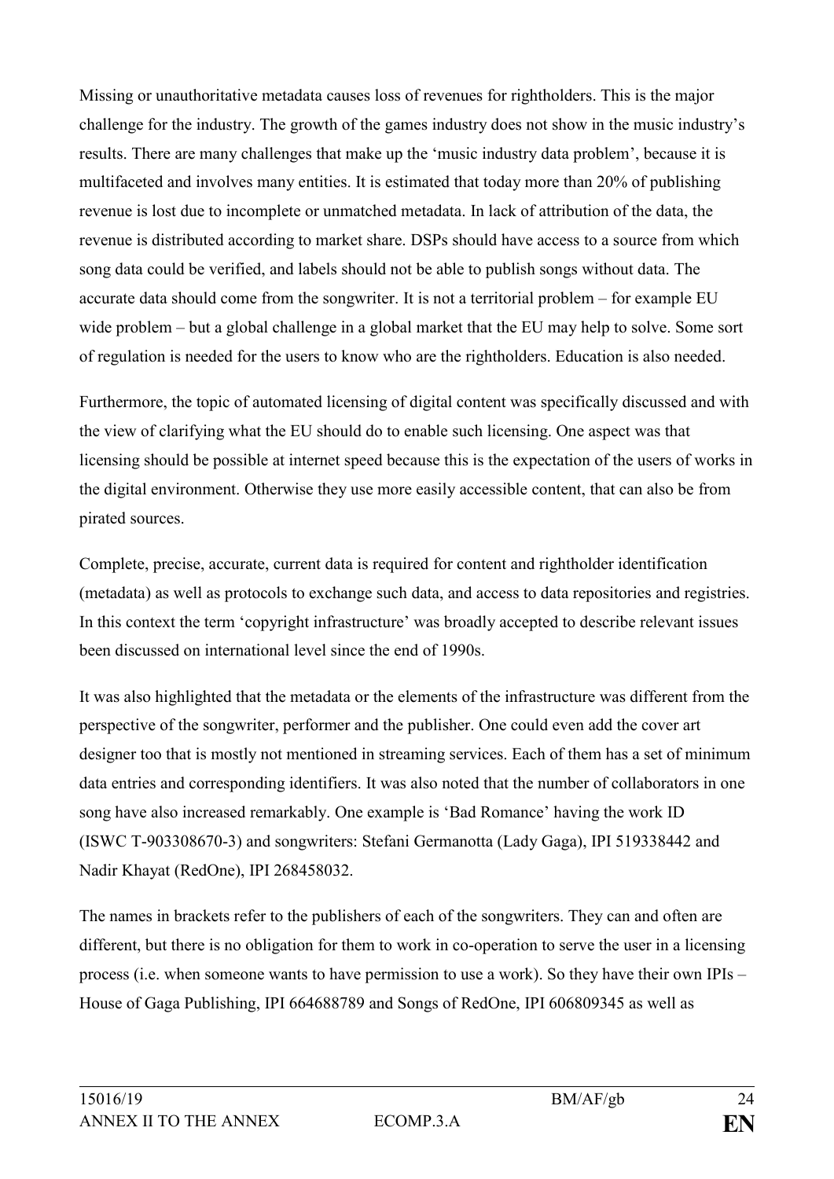Missing or unauthoritative metadata causes loss of revenues for rightholders. This is the major challenge for the industry. The growth of the games industry does not show in the music industry's results. There are many challenges that make up the 'music industry data problem', because it is multifaceted and involves many entities. It is estimated that today more than 20% of publishing revenue is lost due to incomplete or unmatched metadata. In lack of attribution of the data, the revenue is distributed according to market share. DSPs should have access to a source from which song data could be verified, and labels should not be able to publish songs without data. The accurate data should come from the songwriter. It is not a territorial problem – for example EU wide problem – but a global challenge in a global market that the EU may help to solve. Some sort of regulation is needed for the users to know who are the rightholders. Education is also needed.

Furthermore, the topic of automated licensing of digital content was specifically discussed and with the view of clarifying what the EU should do to enable such licensing. One aspect was that licensing should be possible at internet speed because this is the expectation of the users of works in the digital environment. Otherwise they use more easily accessible content, that can also be from pirated sources.

Complete, precise, accurate, current data is required for content and rightholder identification (metadata) as well as protocols to exchange such data, and access to data repositories and registries. In this context the term 'copyright infrastructure' was broadly accepted to describe relevant issues been discussed on international level since the end of 1990s.

It was also highlighted that the metadata or the elements of the infrastructure was different from the perspective of the songwriter, performer and the publisher. One could even add the cover art designer too that is mostly not mentioned in streaming services. Each of them has a set of minimum data entries and corresponding identifiers. It was also noted that the number of collaborators in one song have also increased remarkably. One example is 'Bad Romance' having the work ID (ISWC T-903308670-3) and songwriters: Stefani Germanotta (Lady Gaga), IPI 519338442 and Nadir Khayat (RedOne), IPI 268458032.

The names in brackets refer to the publishers of each of the songwriters. They can and often are different, but there is no obligation for them to work in co-operation to serve the user in a licensing process (i.e. when someone wants to have permission to use a work). So they have their own IPIs – House of Gaga Publishing, IPI 664688789 and Songs of RedOne, IPI 606809345 as well as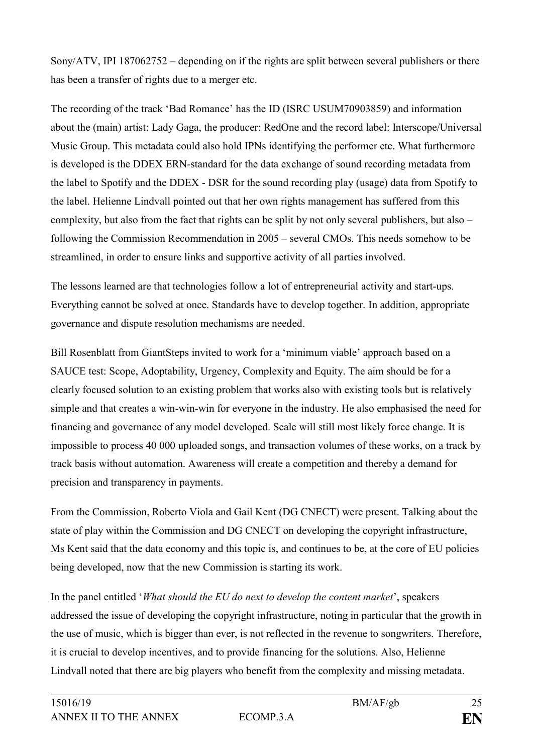Sony/ATV, IPI 187062752 – depending on if the rights are split between several publishers or there has been a transfer of rights due to a merger etc.

The recording of the track 'Bad Romance' has the ID (ISRC USUM70903859) and information about the (main) artist: Lady Gaga, the producer: RedOne and the record label: Interscope/Universal Music Group. This metadata could also hold IPNs identifying the performer etc. What furthermore is developed is the DDEX ERN-standard for the data exchange of sound recording metadata from the label to Spotify and the DDEX - DSR for the sound recording play (usage) data from Spotify to the label. Helienne Lindvall pointed out that her own rights management has suffered from this complexity, but also from the fact that rights can be split by not only several publishers, but also – following the Commission Recommendation in 2005 – several CMOs. This needs somehow to be streamlined, in order to ensure links and supportive activity of all parties involved.

The lessons learned are that technologies follow a lot of entrepreneurial activity and start-ups. Everything cannot be solved at once. Standards have to develop together. In addition, appropriate governance and dispute resolution mechanisms are needed.

Bill Rosenblatt from GiantSteps invited to work for a 'minimum viable' approach based on a SAUCE test: Scope, Adoptability, Urgency, Complexity and Equity. The aim should be for a clearly focused solution to an existing problem that works also with existing tools but is relatively simple and that creates a win-win-win for everyone in the industry. He also emphasised the need for financing and governance of any model developed. Scale will still most likely force change. It is impossible to process 40 000 uploaded songs, and transaction volumes of these works, on a track by track basis without automation. Awareness will create a competition and thereby a demand for precision and transparency in payments.

From the Commission, Roberto Viola and Gail Kent (DG CNECT) were present. Talking about the state of play within the Commission and DG CNECT on developing the copyright infrastructure, Ms Kent said that the data economy and this topic is, and continues to be, at the core of EU policies being developed, now that the new Commission is starting its work.

In the panel entitled '*What should the EU do next to develop the content market*', speakers addressed the issue of developing the copyright infrastructure, noting in particular that the growth in the use of music, which is bigger than ever, is not reflected in the revenue to songwriters. Therefore, it is crucial to develop incentives, and to provide financing for the solutions. Also, Helienne Lindvall noted that there are big players who benefit from the complexity and missing metadata.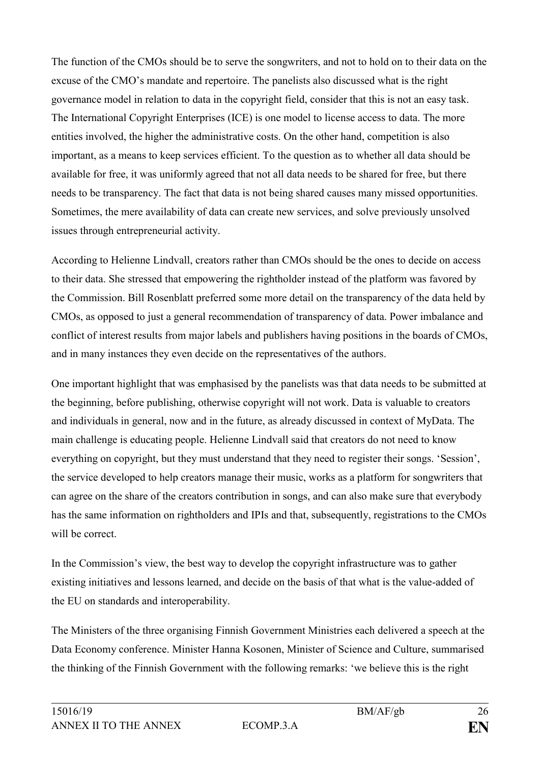The function of the CMOs should be to serve the songwriters, and not to hold on to their data on the excuse of the CMO's mandate and repertoire. The panelists also discussed what is the right governance model in relation to data in the copyright field, consider that this is not an easy task. The International Copyright Enterprises (ICE) is one model to license access to data. The more entities involved, the higher the administrative costs. On the other hand, competition is also important, as a means to keep services efficient. To the question as to whether all data should be available for free, it was uniformly agreed that not all data needs to be shared for free, but there needs to be transparency. The fact that data is not being shared causes many missed opportunities. Sometimes, the mere availability of data can create new services, and solve previously unsolved issues through entrepreneurial activity.

According to Helienne Lindvall, creators rather than CMOs should be the ones to decide on access to their data. She stressed that empowering the rightholder instead of the platform was favored by the Commission. Bill Rosenblatt preferred some more detail on the transparency of the data held by CMOs, as opposed to just a general recommendation of transparency of data. Power imbalance and conflict of interest results from major labels and publishers having positions in the boards of CMOs, and in many instances they even decide on the representatives of the authors.

One important highlight that was emphasised by the panelists was that data needs to be submitted at the beginning, before publishing, otherwise copyright will not work. Data is valuable to creators and individuals in general, now and in the future, as already discussed in context of MyData. The main challenge is educating people. Helienne Lindvall said that creators do not need to know everything on copyright, but they must understand that they need to register their songs. 'Session', the service developed to help creators manage their music, works as a platform for songwriters that can agree on the share of the creators contribution in songs, and can also make sure that everybody has the same information on rightholders and IPIs and that, subsequently, registrations to the CMOs will be correct.

In the Commission's view, the best way to develop the copyright infrastructure was to gather existing initiatives and lessons learned, and decide on the basis of that what is the value-added of the EU on standards and interoperability.

The Ministers of the three organising Finnish Government Ministries each delivered a speech at the Data Economy conference. Minister Hanna Kosonen, Minister of Science and Culture, summarised the thinking of the Finnish Government with the following remarks: 'we believe this is the right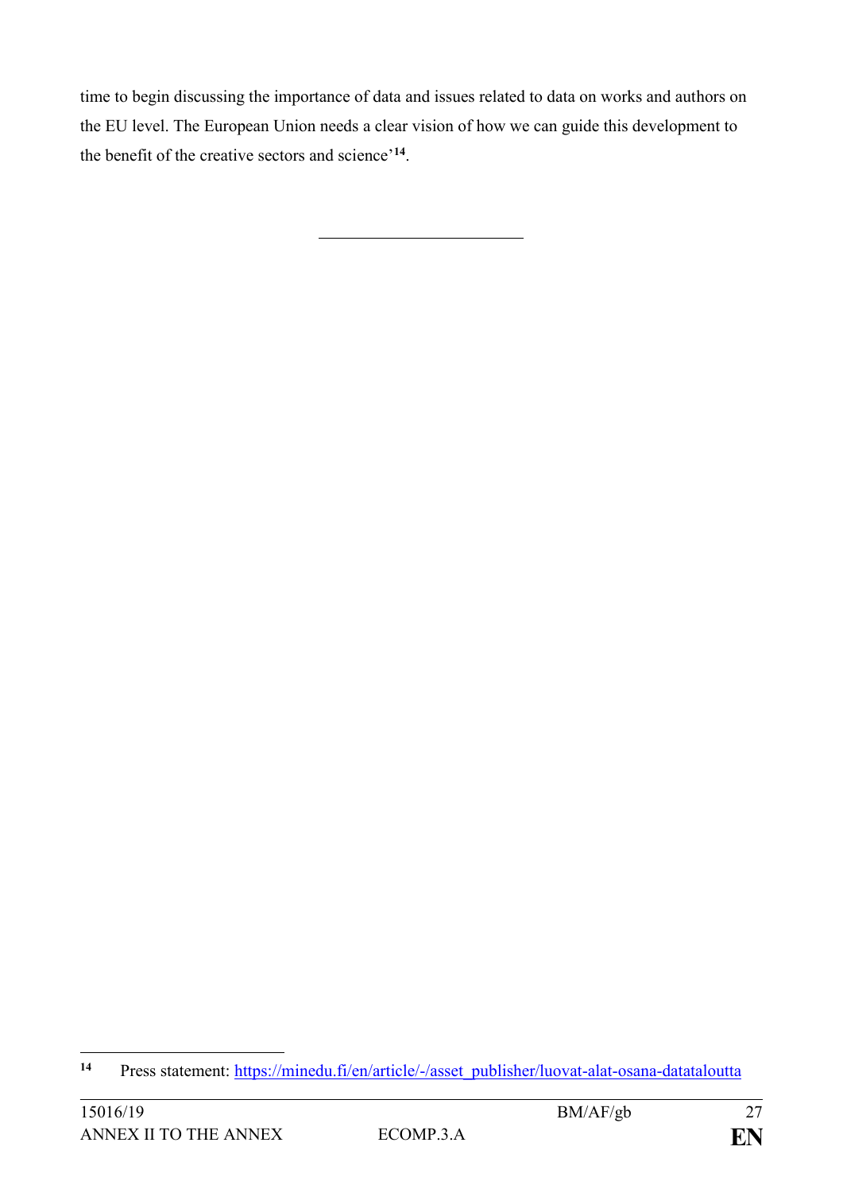time to begin discussing the importance of data and issues related to data on works and authors on the EU level. The European Union needs a clear vision of how we can guide this development to the benefit of the creative sectors and science'[14].

---

[14] Press statement: https://minedu.fi/en/article/-/asset_publisher/luovat-alat-osana-datataloutta